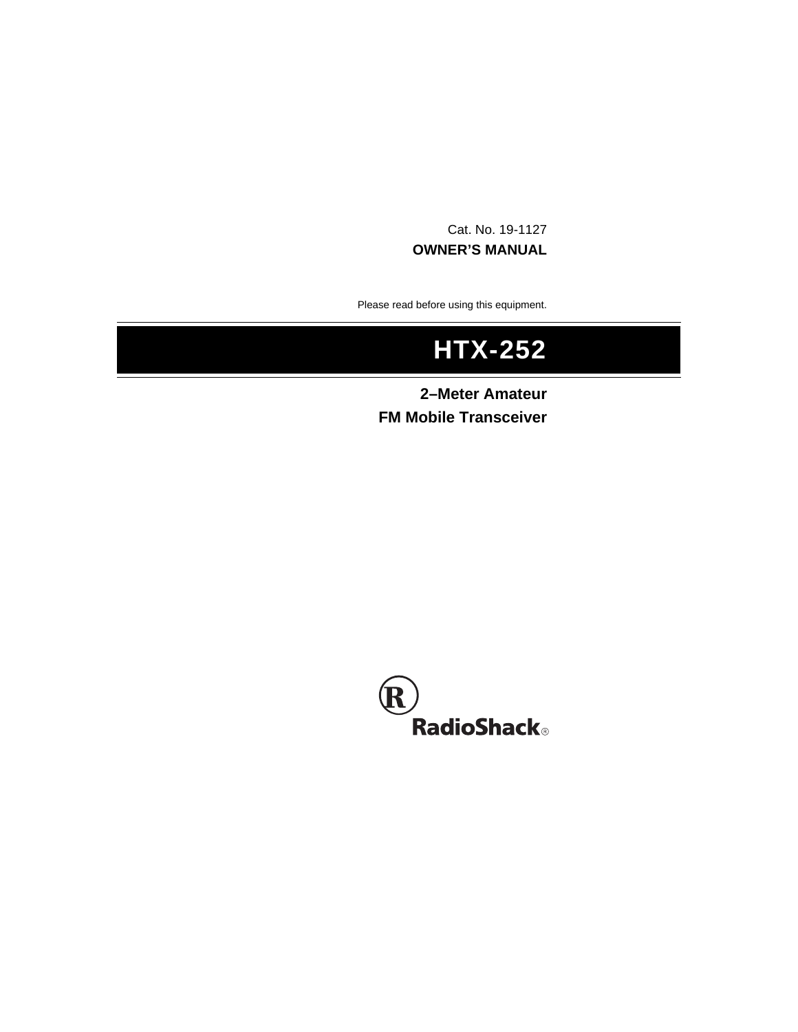Cat. No. 19-1127

**OWNER'S MANUAL**

Please read before using this equipment.

# HTX-252

## 2–Meter Amateur FM Mobile Transceiver

RadioShack®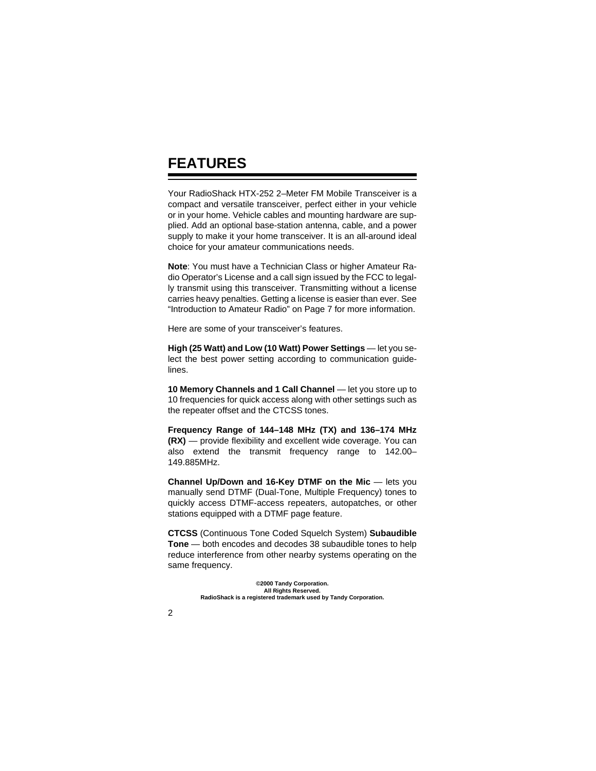# FEATURES

Your RadioShack HTX-252 2–Meter FM Mobile Transceiver is a compact and versatile transceiver, perfect either in your vehicle or in your home. Vehicle cables and mounting hardware are supplied. Add an optional base-station antenna, cable, and a power supply to make it your home transceiver. It is an all-around ideal choice for your amateur communications needs.

**Note**: You must have a Technician Class or higher Amateur Radio Operator's License and a call sign issued by the FCC to legally transmit using this transceiver. Transmitting without a license carries heavy penalties. Getting a license is easier than ever. See "Introduction to Amateur Radio" on Page 7 for more information.

Here are some of your transceiver's features.

**High (25 Watt) and Low (10 Watt) Power Settings** — let you select the best power setting according to communication guidelines.

**10 Memory Channels and 1 Call Channel** — let you store up to 10 frequencies for quick access along with other settings such as the repeater offset and the CTCSS tones.

**Frequency Range of 144–148 MHz (TX) and 136–174 MHz (RX)** — provide flexibility and excellent wide coverage. You can also extend the transmit frequency range to 142.00–149.885MHz.

**Channel Up/Down and 16-Key DTMF on the Mic** — lets you manually send DTMF (Dual-Tone, Multiple Frequency) tones to quickly access DTMF-access repeaters, autopatches, or other stations equipped with a DTMF page feature.

**CTCSS** (Continuous Tone Coded Squelch System) **Subaudible Tone** — both encodes and decodes 38 subaudible tones to help reduce interference from other nearby systems operating on the same frequency.

**©2000 Tandy Corporation.**
**All Rights Reserved.**
**RadioShack is a registered trademark used by Tandy Corporation.**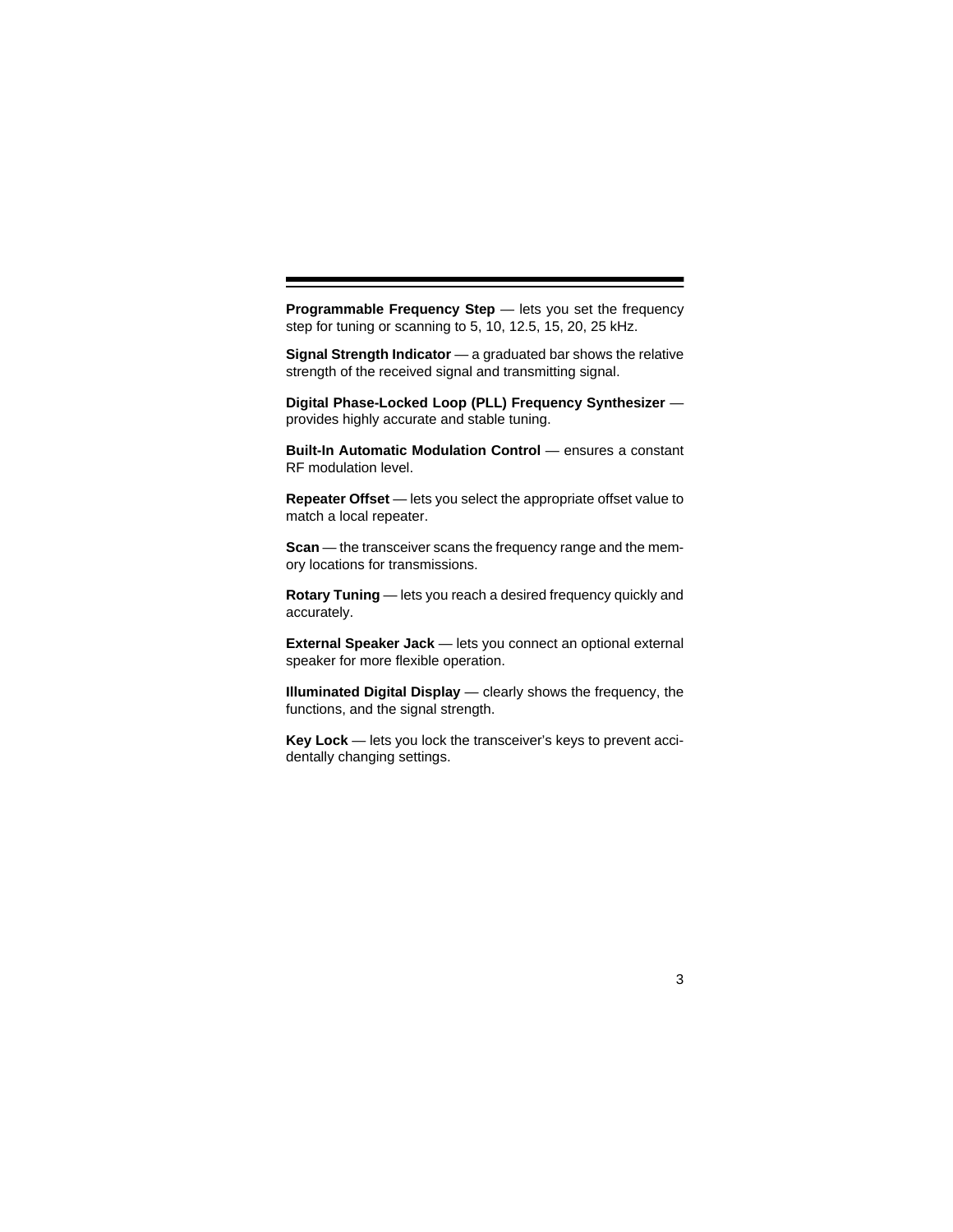**Programmable Frequency Step** — lets you set the frequency step for tuning or scanning to 5, 10, 12.5, 15, 20, 25 kHz.

**Signal Strength Indicator** — a graduated bar shows the relative strength of the received signal and transmitting signal.

**Digital Phase-Locked Loop (PLL) Frequency Synthesizer** — provides highly accurate and stable tuning.

**Built-In Automatic Modulation Control** — ensures a constant RF modulation level.

**Repeater Offset** — lets you select the appropriate offset value to match a local repeater.

**Scan** — the transceiver scans the frequency range and the memory locations for transmissions.

**Rotary Tuning** — lets you reach a desired frequency quickly and accurately.

**External Speaker Jack** — lets you connect an optional external speaker for more flexible operation.

**Illuminated Digital Display** — clearly shows the frequency, the functions, and the signal strength.

**Key Lock** — lets you lock the transceiver's keys to prevent accidentally changing settings.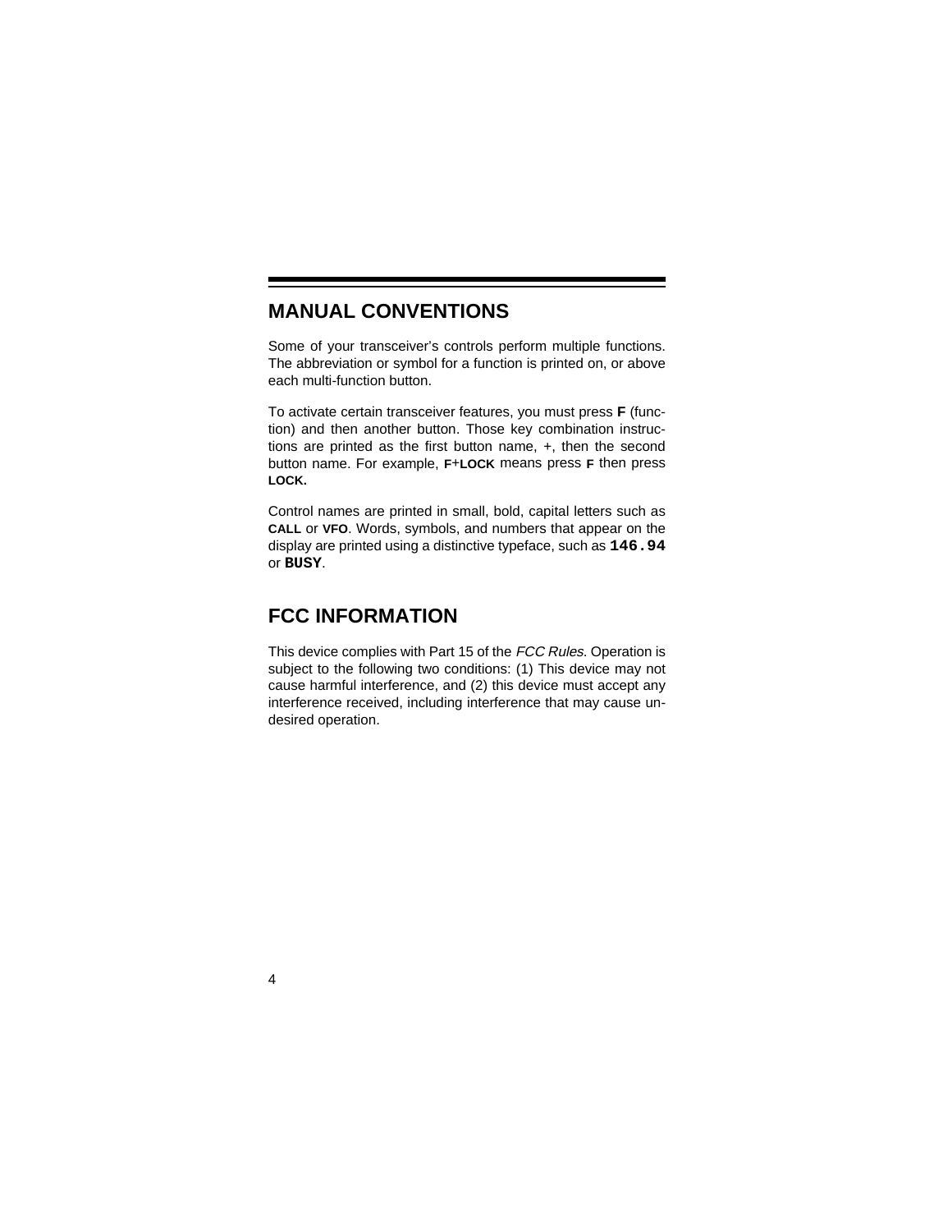## MANUAL CONVENTIONS

Some of your transceiver's controls perform multiple functions. The abbreviation or symbol for a function is printed on, or above each multi-function button.

To activate certain transceiver features, you must press **F** (function) and then another button. Those key combination instructions are printed as the first button name, +, then the second button name. For example, **F**+**LOCK** means press **F** then press **LOCK.**

Control names are printed in small, bold, capital letters such as **CALL** or **VFO**. Words, symbols, and numbers that appear on the display are printed using a distinctive typeface, such as `146.94` or `BUSY`.

## FCC INFORMATION

This device complies with Part 15 of the *FCC Rules.* Operation is subject to the following two conditions: (1) This device may not cause harmful interference, and (2) this device must accept any interference received, including interference that may cause undesired operation.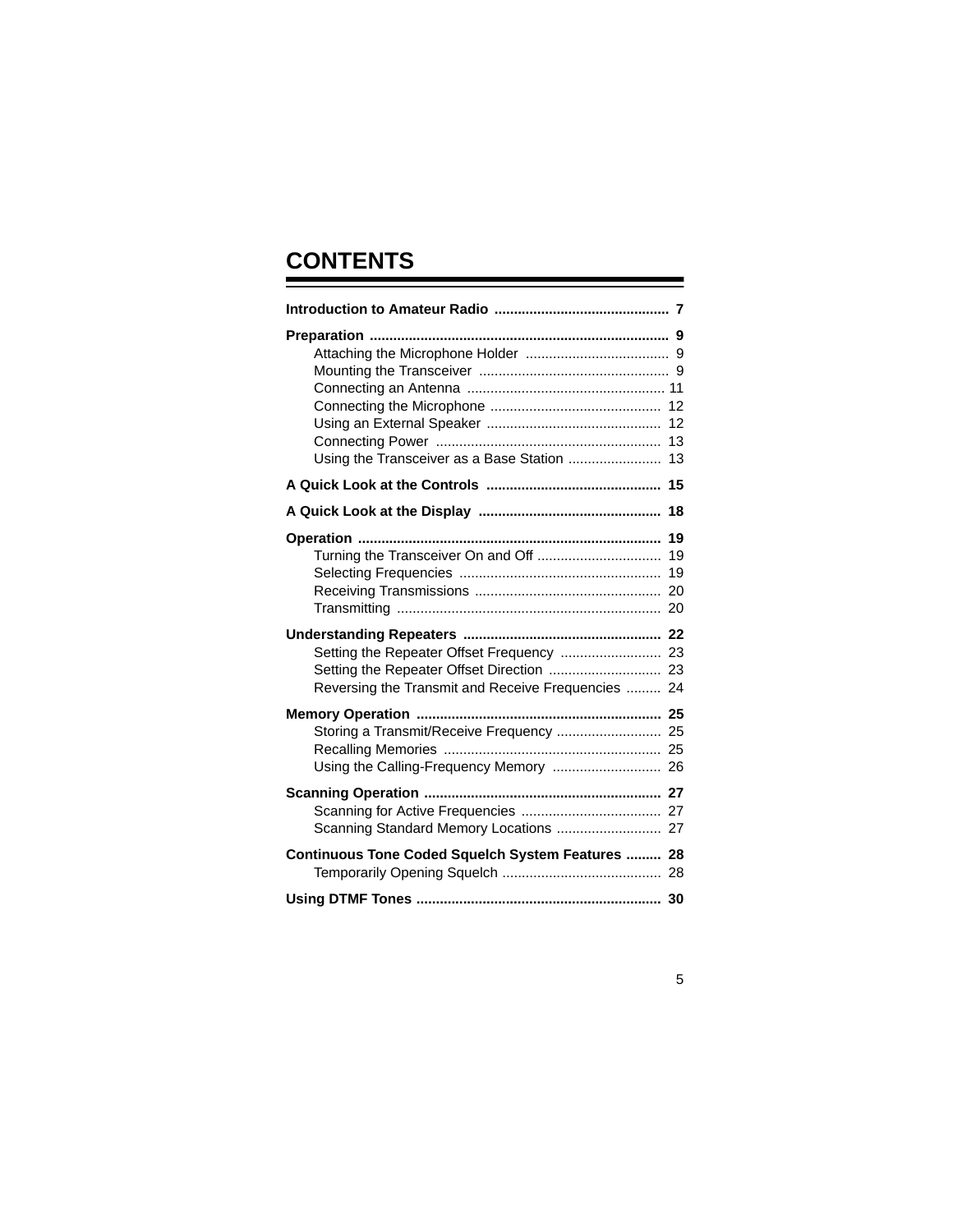# CONTENTS

**Introduction to Amateur Radio** ............................................ **7**

**Preparation** ........................................................................... **9**
- Attaching the Microphone Holder ..................................... 9
- Mounting the Transceiver ................................................. 9
- Connecting an Antenna ................................................... 11
- Connecting the Microphone ............................................ 12
- Using an External Speaker ............................................. 12
- Connecting Power .......................................................... 13
- Using the Transceiver as a Base Station ........................ 13

**A Quick Look at the Controls** ............................................ **15**

**A Quick Look at the Display** .............................................. **18**

**Operation** ............................................................................. **19**
- Turning the Transceiver On and Off ................................ 19
- Selecting Frequencies .................................................... 19
- Receiving Transmissions ................................................ 20
- Transmitting .................................................................... 20

**Understanding Repeaters** .................................................. **22**
- Setting the Repeater Offset Frequency .......................... 23
- Setting the Repeater Offset Direction ............................. 23
- Reversing the Transmit and Receive Frequencies ......... 24

**Memory Operation** .............................................................. **25**
- Storing a Transmit/Receive Frequency ........................... 25
- Recalling Memories ........................................................ 25
- Using the Calling-Frequency Memory ............................ 26

**Scanning Operation** ............................................................ **27**
- Scanning for Active Frequencies .................................... 27
- Scanning Standard Memory Locations ........................... 27

**Continuous Tone Coded Squelch System Features** ......... **28**
- Temporarily Opening Squelch ......................................... 28

**Using DTMF Tones** .............................................................. **30**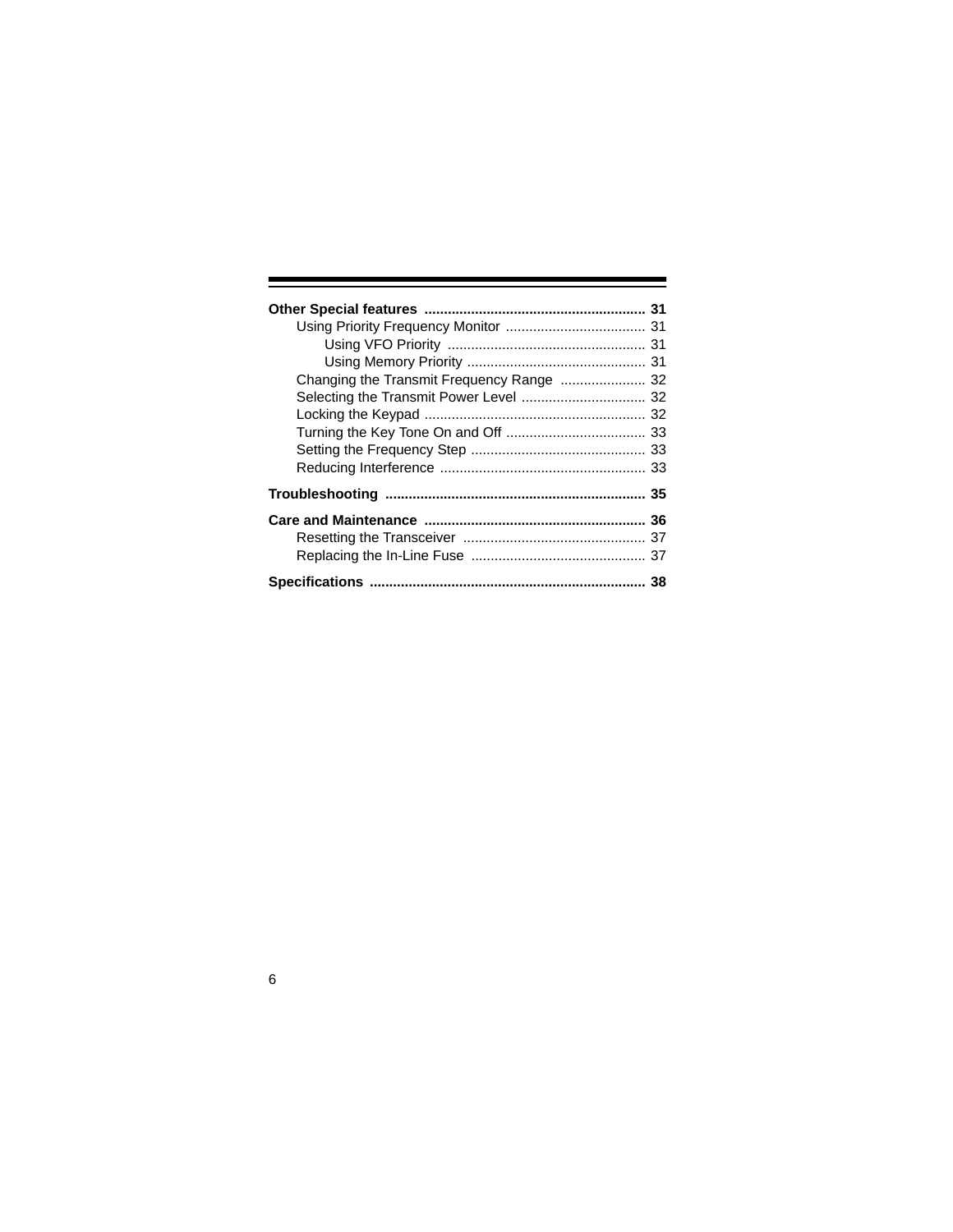**Other Special features** ........................................................ **31**

- Using Priority Frequency Monitor .................................... 31
  - Using VFO Priority ................................................... 31
  - Using Memory Priority .............................................. 31
- Changing the Transmit Frequency Range ...................... 32
- Selecting the Transmit Power Level ................................ 32
- Locking the Keypad ......................................................... 32
- Turning the Key Tone On and Off .................................... 33
- Setting the Frequency Step ............................................. 33
- Reducing Interference ..................................................... 33

**Troubleshooting** .................................................................. **35**

**Care and Maintenance** ......................................................... **36**

- Resetting the Transceiver ............................................... 37
- Replacing the In-Line Fuse ............................................. 37

**Specifications** ...................................................................... **38**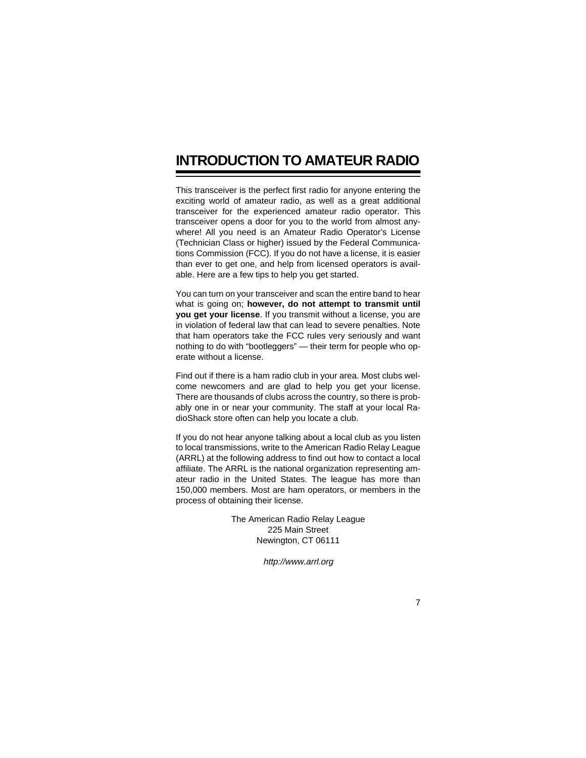# INTRODUCTION TO AMATEUR RADIO

This transceiver is the perfect first radio for anyone entering the exciting world of amateur radio, as well as a great additional transceiver for the experienced amateur radio operator. This transceiver opens a door for you to the world from almost anywhere! All you need is an Amateur Radio Operator's License (Technician Class or higher) issued by the Federal Communications Commission (FCC). If you do not have a license, it is easier than ever to get one, and help from licensed operators is available. Here are a few tips to help you get started.

You can turn on your transceiver and scan the entire band to hear what is going on; **however, do not attempt to transmit until you get your license**. If you transmit without a license, you are in violation of federal law that can lead to severe penalties. Note that ham operators take the FCC rules very seriously and want nothing to do with "bootleggers" — their term for people who operate without a license.

Find out if there is a ham radio club in your area. Most clubs welcome newcomers and are glad to help you get your license. There are thousands of clubs across the country, so there is probably one in or near your community. The staff at your local RadioShack store often can help you locate a club.

If you do not hear anyone talking about a local club as you listen to local transmissions, write to the American Radio Relay League (ARRL) at the following address to find out how to contact a local affiliate. The ARRL is the national organization representing amateur radio in the United States. The league has more than 150,000 members. Most are ham operators, or members in the process of obtaining their license.

The American Radio Relay League
225 Main Street
Newington, CT 06111

*http://www.arrl.org*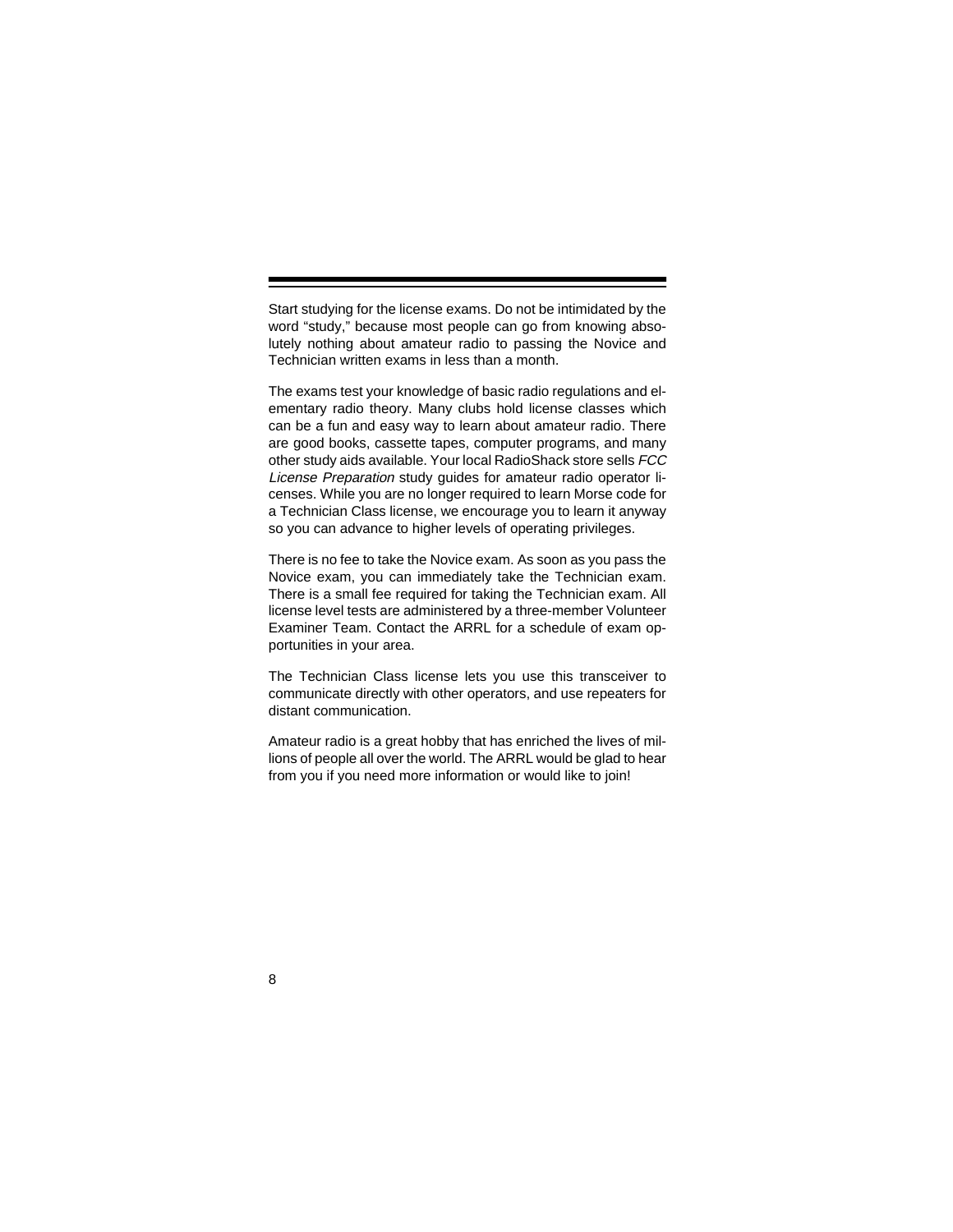Start studying for the license exams. Do not be intimidated by the word "study," because most people can go from knowing absolutely nothing about amateur radio to passing the Novice and Technician written exams in less than a month.

The exams test your knowledge of basic radio regulations and elementary radio theory. Many clubs hold license classes which can be a fun and easy way to learn about amateur radio. There are good books, cassette tapes, computer programs, and many other study aids available. Your local RadioShack store sells *FCC License Preparation* study guides for amateur radio operator licenses. While you are no longer required to learn Morse code for a Technician Class license, we encourage you to learn it anyway so you can advance to higher levels of operating privileges.

There is no fee to take the Novice exam. As soon as you pass the Novice exam, you can immediately take the Technician exam. There is a small fee required for taking the Technician exam. All license level tests are administered by a three-member Volunteer Examiner Team. Contact the ARRL for a schedule of exam opportunities in your area.

The Technician Class license lets you use this transceiver to communicate directly with other operators, and use repeaters for distant communication.

Amateur radio is a great hobby that has enriched the lives of millions of people all over the world. The ARRL would be glad to hear from you if you need more information or would like to join!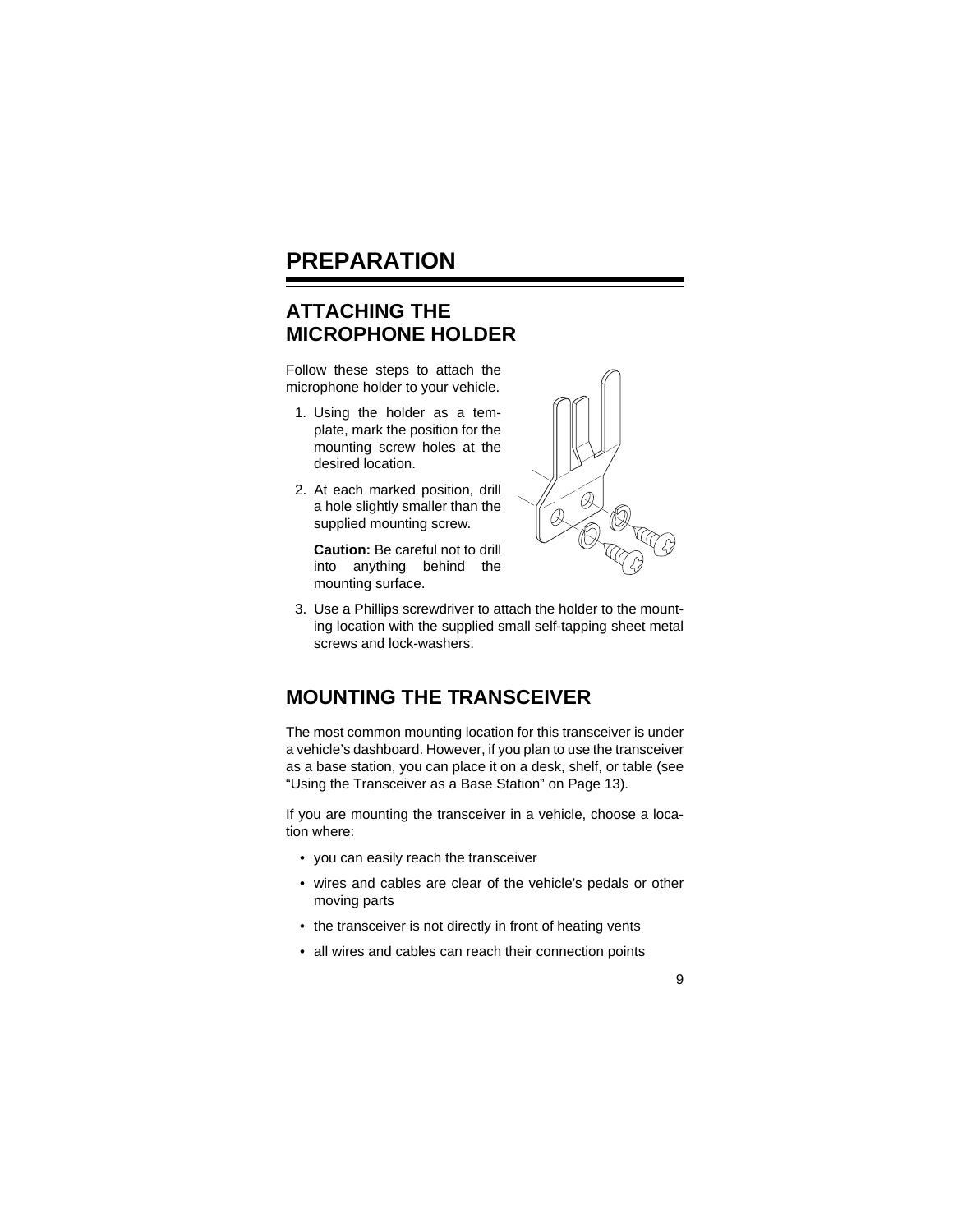# PREPARATION

## ATTACHING THE MICROPHONE HOLDER

Follow these steps to attach the microphone holder to your vehicle.

1. Using the holder as a template, mark the position for the mounting screw holes at the desired location.
2. At each marked position, drill a hole slightly smaller than the supplied mounting screw.

   **Caution:** Be careful not to drill into anything behind the mounting surface.
3. Use a Phillips screwdriver to attach the holder to the mounting location with the supplied small self-tapping sheet metal screws and lock-washers.

## MOUNTING THE TRANSCEIVER

The most common mounting location for this transceiver is under a vehicle's dashboard. However, if you plan to use the transceiver as a base station, you can place it on a desk, shelf, or table (see "Using the Transceiver as a Base Station" on Page 13).

If you are mounting the transceiver in a vehicle, choose a location where:

- you can easily reach the transceiver
- wires and cables are clear of the vehicle's pedals or other moving parts
- the transceiver is not directly in front of heating vents
- all wires and cables can reach their connection points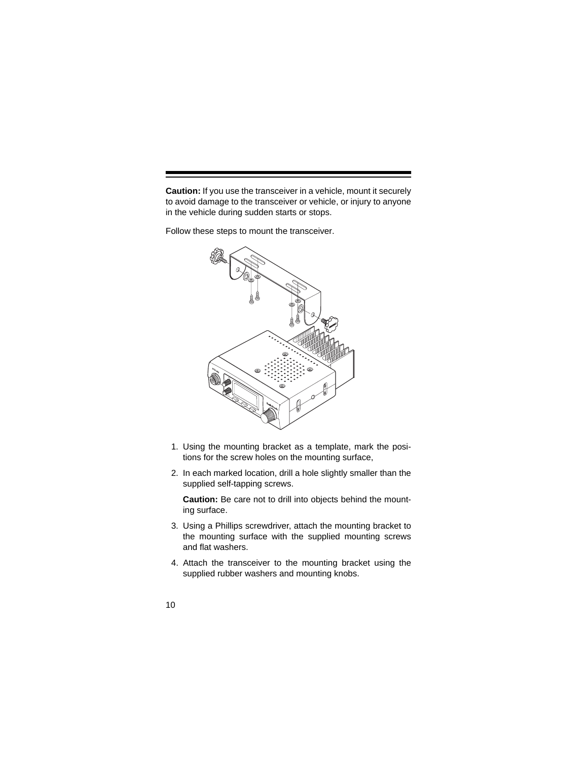**Caution:** If you use the transceiver in a vehicle, mount it securely to avoid damage to the transceiver or vehicle, or injury to anyone in the vehicle during sudden starts or stops.

Follow these steps to mount the transceiver.

1. Using the mounting bracket as a template, mark the positions for the screw holes on the mounting surface,
2. In each marked location, drill a hole slightly smaller than the supplied self-tapping screws.

   **Caution:** Be care not to drill into objects behind the mounting surface.
3. Using a Phillips screwdriver, attach the mounting bracket to the mounting surface with the supplied mounting screws and flat washers.
4. Attach the transceiver to the mounting bracket using the supplied rubber washers and mounting knobs.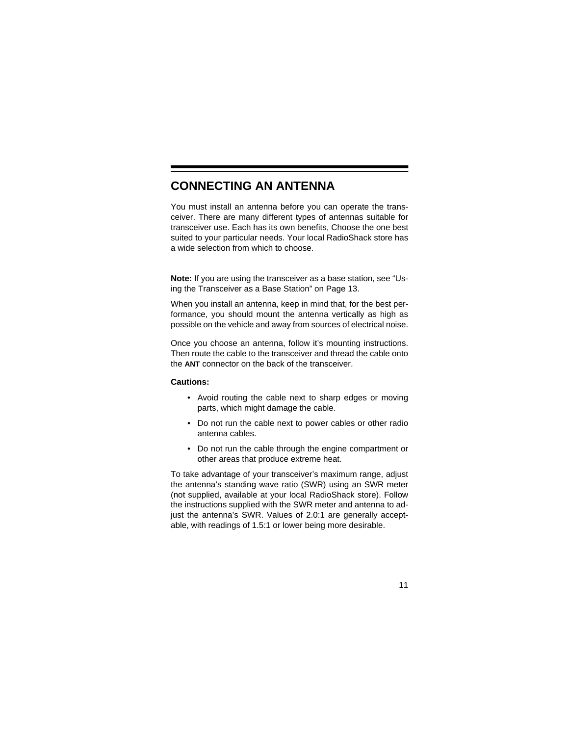# CONNECTING AN ANTENNA

You must install an antenna before you can operate the transceiver. There are many different types of antennas suitable for transceiver use. Each has its own benefits, Choose the one best suited to your particular needs. Your local RadioShack store has a wide selection from which to choose.

**Note:** If you are using the transceiver as a base station, see "Using the Transceiver as a Base Station" on Page 13.

When you install an antenna, keep in mind that, for the best performance, you should mount the antenna vertically as high as possible on the vehicle and away from sources of electrical noise.

Once you choose an antenna, follow it's mounting instructions. Then route the cable to the transceiver and thread the cable onto the **ANT** connector on the back of the transceiver.

**Cautions:**

- Avoid routing the cable next to sharp edges or moving parts, which might damage the cable.
- Do not run the cable next to power cables or other radio antenna cables.
- Do not run the cable through the engine compartment or other areas that produce extreme heat.

To take advantage of your transceiver's maximum range, adjust the antenna's standing wave ratio (SWR) using an SWR meter (not supplied, available at your local RadioShack store). Follow the instructions supplied with the SWR meter and antenna to adjust the antenna's SWR. Values of 2.0:1 are generally acceptable, with readings of 1.5:1 or lower being more desirable.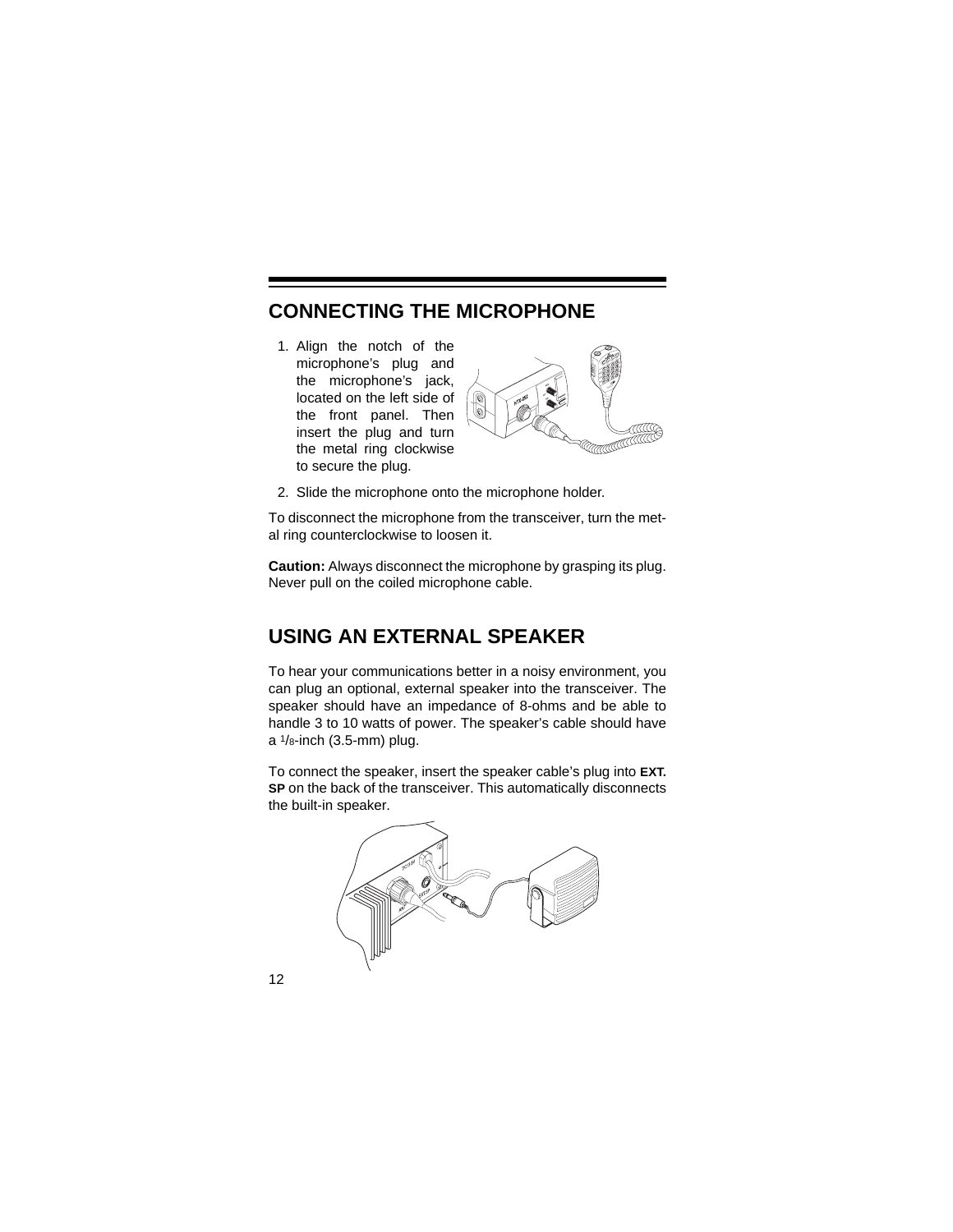## CONNECTING THE MICROPHONE

1. Align the notch of the microphone's plug and the microphone's jack, located on the left side of the front panel. Then insert the plug and turn the metal ring clockwise to secure the plug.
2. Slide the microphone onto the microphone holder.

To disconnect the microphone from the transceiver, turn the metal ring counterclockwise to loosen it.

**Caution:** Always disconnect the microphone by grasping its plug. Never pull on the coiled microphone cable.

## USING AN EXTERNAL SPEAKER

To hear your communications better in a noisy environment, you can plug an optional, external speaker into the transceiver. The speaker should have an impedance of 8-ohms and be able to handle 3 to 10 watts of power. The speaker's cable should have a $^1/_8$-inch (3.5-mm) plug.

To connect the speaker, insert the speaker cable's plug into **EXT. SP** on the back of the transceiver. This automatically disconnects the built-in speaker.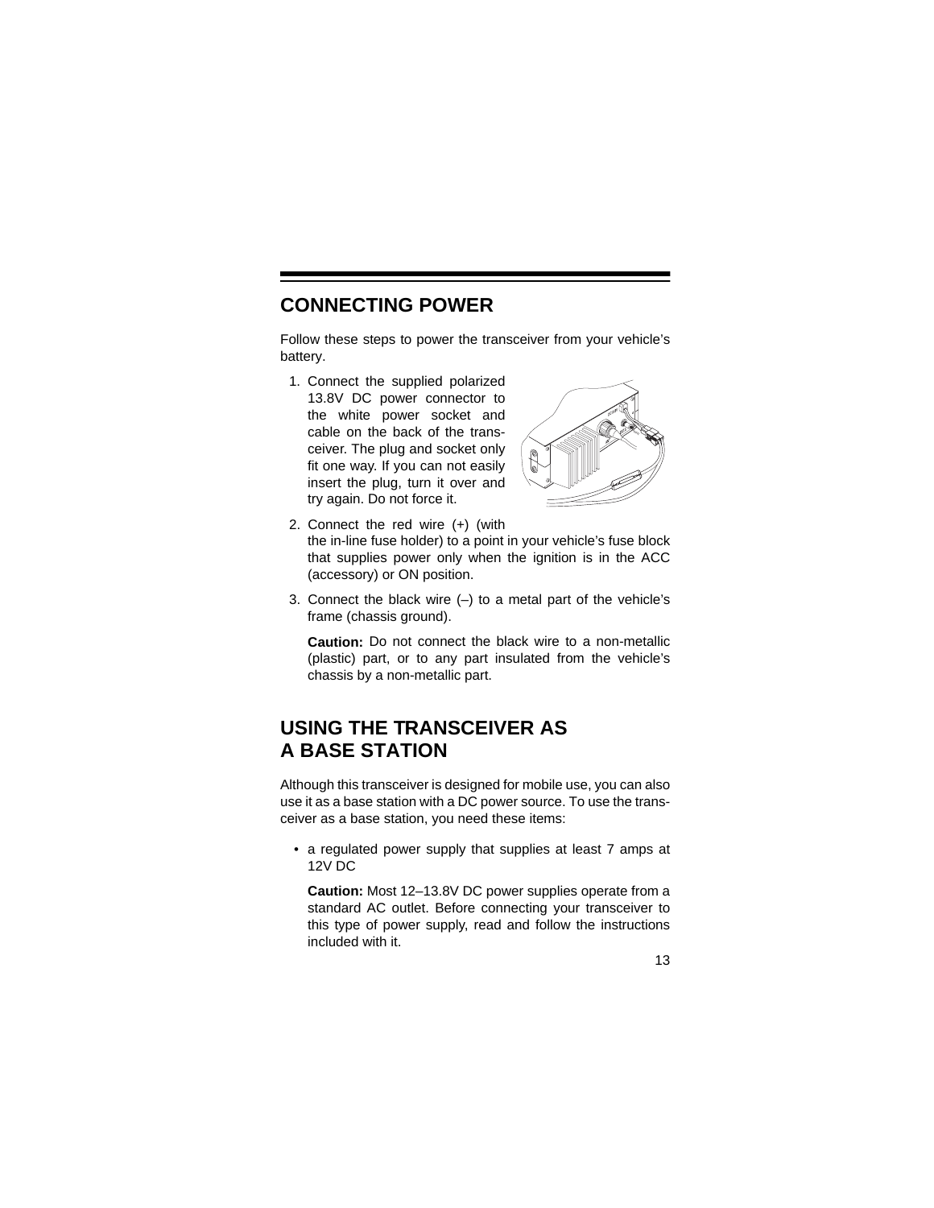## CONNECTING POWER

Follow these steps to power the transceiver from your vehicle's battery.

1. Connect the supplied polarized 13.8V DC power connector to the white power socket and cable on the back of the transceiver. The plug and socket only fit one way. If you can not easily insert the plug, turn it over and try again. Do not force it.
2. Connect the red wire (+) (with the in-line fuse holder) to a point in your vehicle's fuse block that supplies power only when the ignition is in the ACC (accessory) or ON position.
3. Connect the black wire (–) to a metal part of the vehicle's frame (chassis ground).

   **Caution:** Do not connect the black wire to a non-metallic (plastic) part, or to any part insulated from the vehicle's chassis by a non-metallic part.

## USING THE TRANSCEIVER AS A BASE STATION

Although this transceiver is designed for mobile use, you can also use it as a base station with a DC power source. To use the transceiver as a base station, you need these items:

- a regulated power supply that supplies at least 7 amps at 12V DC

  **Caution:** Most 12–13.8V DC power supplies operate from a standard AC outlet. Before connecting your transceiver to this type of power supply, read and follow the instructions included with it.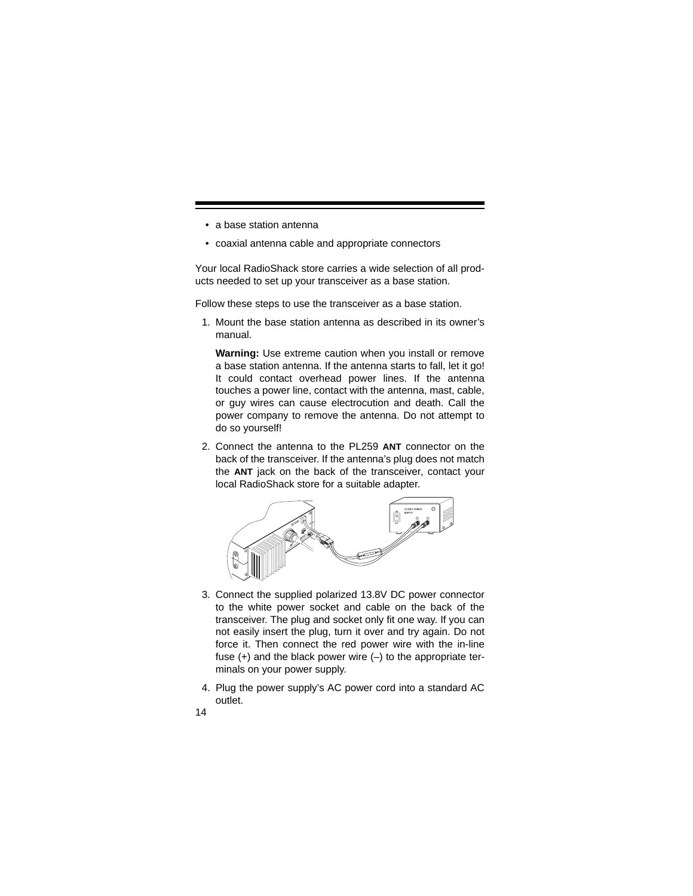- a base station antenna
- coaxial antenna cable and appropriate connectors

Your local RadioShack store carries a wide selection of all products needed to set up your transceiver as a base station.

Follow these steps to use the transceiver as a base station.

1. Mount the base station antenna as described in its owner's manual.

   **Warning:** Use extreme caution when you install or remove a base station antenna. If the antenna starts to fall, let it go! It could contact overhead power lines. If the antenna touches a power line, contact with the antenna, mast, cable, or guy wires can cause electrocution and death. Call the power company to remove the antenna. Do not attempt to do so yourself!

2. Connect the antenna to the PL259 **ANT** connector on the back of the transceiver. If the antenna's plug does not match the **ANT** jack on the back of the transceiver, contact your local RadioShack store for a suitable adapter.

3. Connect the supplied polarized 13.8V DC power connector to the white power socket and cable on the back of the transceiver. The plug and socket only fit one way. If you can not easily insert the plug, turn it over and try again. Do not force it. Then connect the red power wire with the in-line fuse (+) and the black power wire (–) to the appropriate terminals on your power supply.

4. Plug the power supply's AC power cord into a standard AC outlet.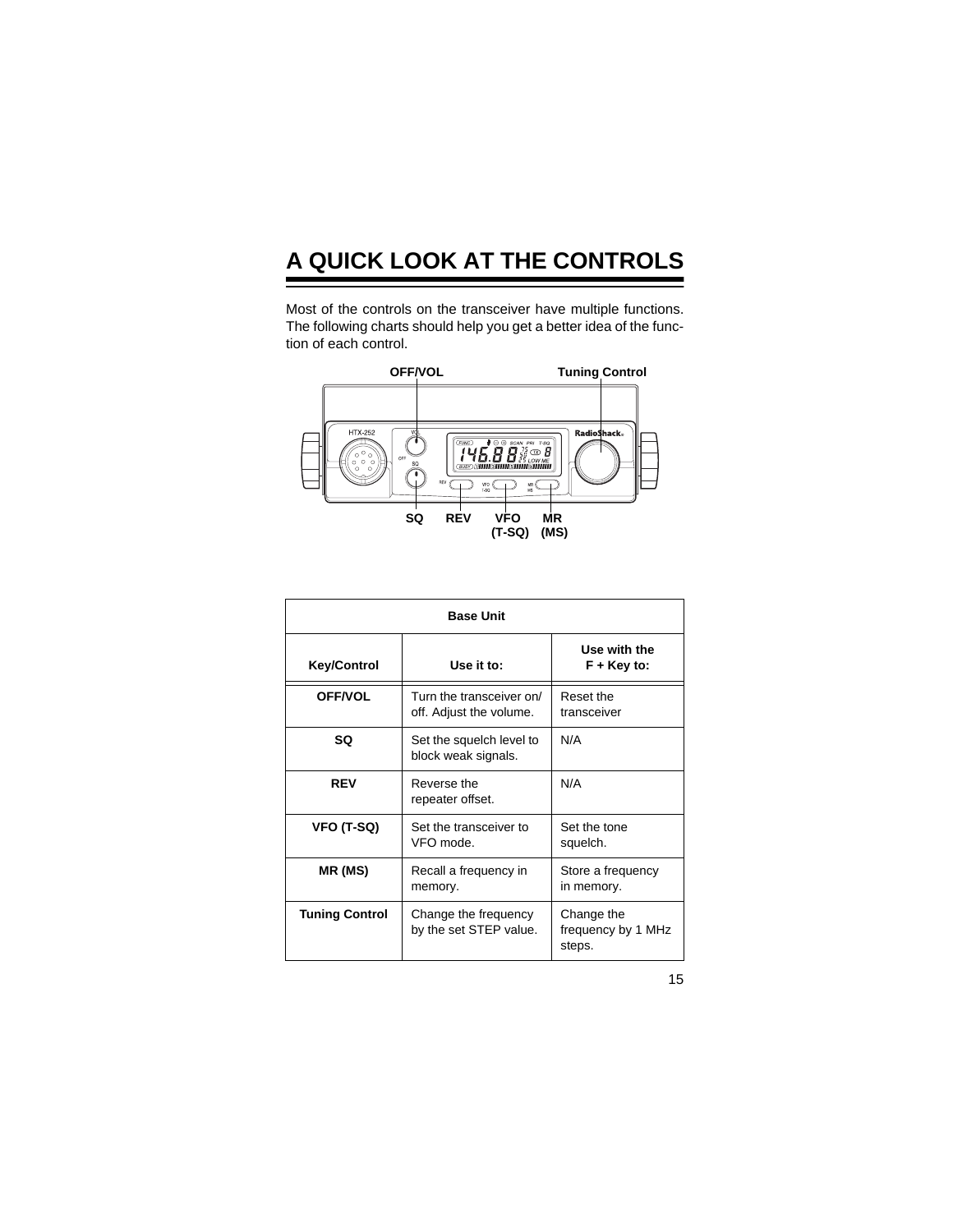# A QUICK LOOK AT THE CONTROLS

Most of the controls on the transceiver have multiple functions. The following charts should help you get a better idea of the function of each control.

| Base Unit | | |
|---|---|---|
| **Key/Control** | **Use it to:** | **Use with the F + Key to:** |
| **OFF/VOL** | Turn the transceiver on/ off. Adjust the volume. | Reset the transceiver |
| **SQ** | Set the squelch level to block weak signals. | N/A |
| **REV** | Reverse the repeater offset. | N/A |
| **VFO (T-SQ)** | Set the transceiver to VFO mode. | Set the tone squelch. |
| **MR (MS)** | Recall a frequency in memory. | Store a frequency in memory. |
| **Tuning Control** | Change the frequency by the set STEP value. | Change the frequency by 1 MHz steps. |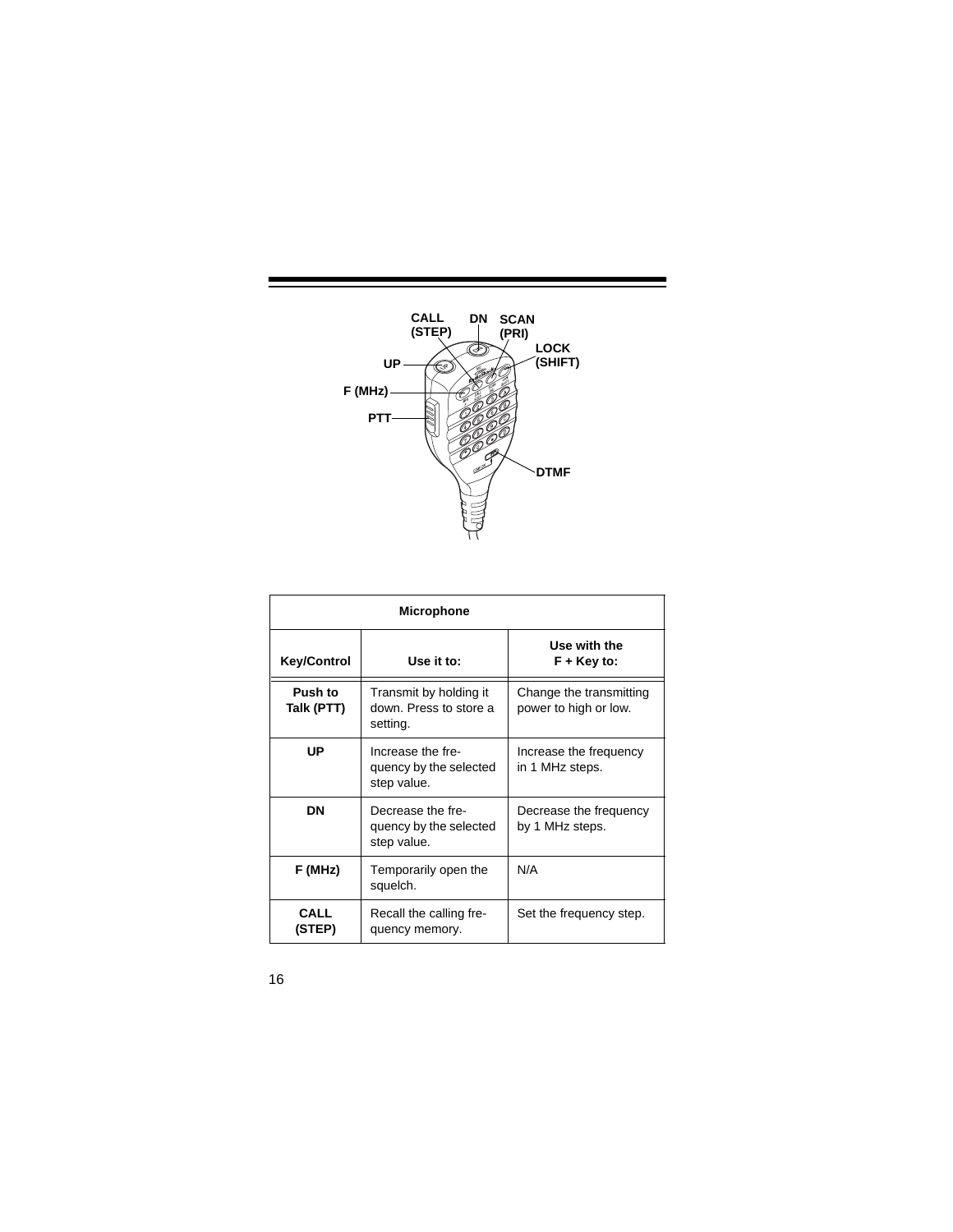CALL (STEP) DN SCAN (PRI)

LOCK (SHIFT)

UP

F (MHz)

PTT

DTMF

| Microphone | | |
|---|---|---|
| **Key/Control** | **Use it to:** | **Use with the F + Key to:** |
| **Push to Talk (PTT)** | Transmit by holding it down. Press to store a setting. | Change the transmitting power to high or low. |
| **UP** | Increase the frequency by the selected step value. | Increase the frequency in 1 MHz steps. |
| **DN** | Decrease the frequency by the selected step value. | Decrease the frequency by 1 MHz steps. |
| **F (MHz)** | Temporarily open the squelch. | N/A |
| **CALL (STEP)** | Recall the calling frequency memory. | Set the frequency step. |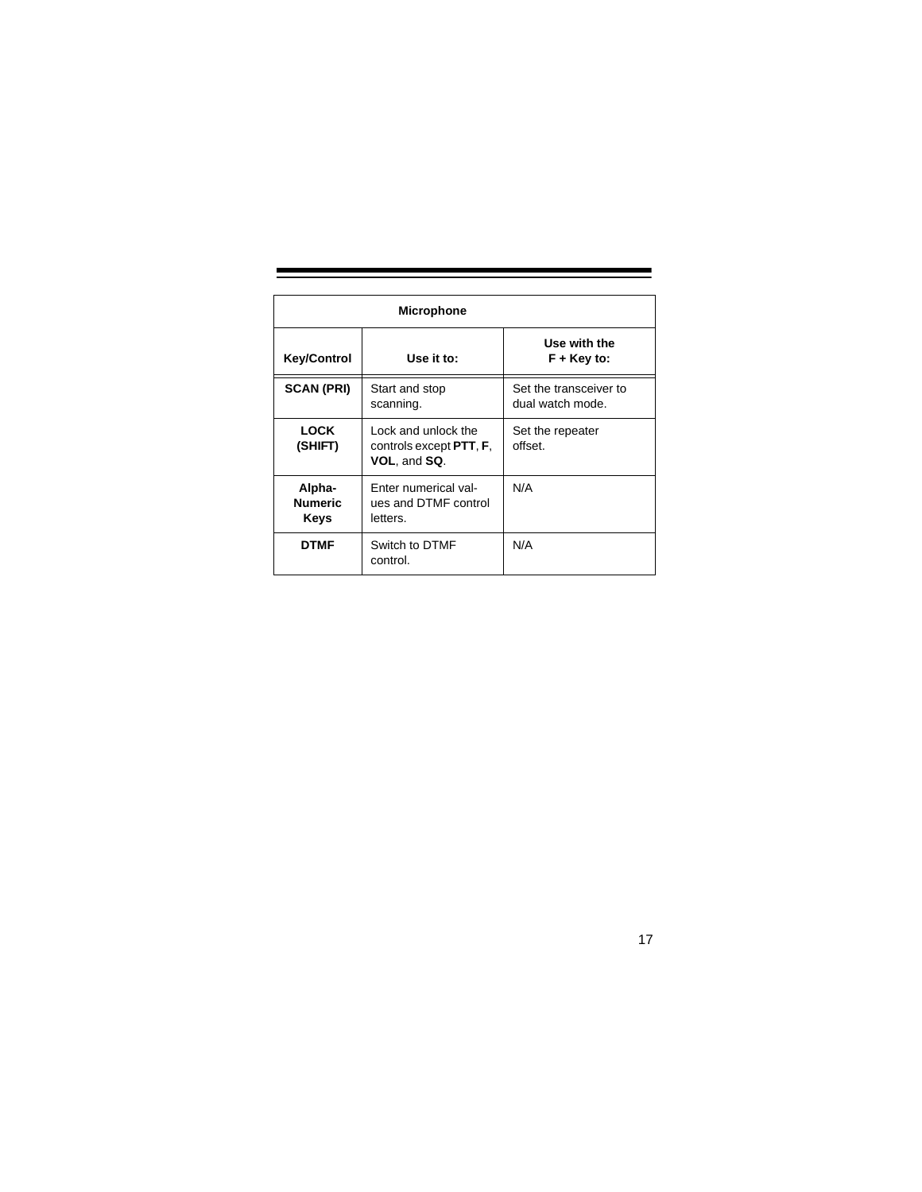| Microphone | | |
|---|---|---|
| **Key/Control** | **Use it to:** | **Use with the F + Key to:** |
| **SCAN (PRI)** | Start and stop scanning. | Set the transceiver to dual watch mode. |
| **LOCK (SHIFT)** | Lock and unlock the controls except **PTT**, **F**, **VOL**, and **SQ**. | Set the repeater offset. |
| **Alpha-Numeric Keys** | Enter numerical values and DTMF control letters. | N/A |
| **DTMF** | Switch to DTMF control. | N/A |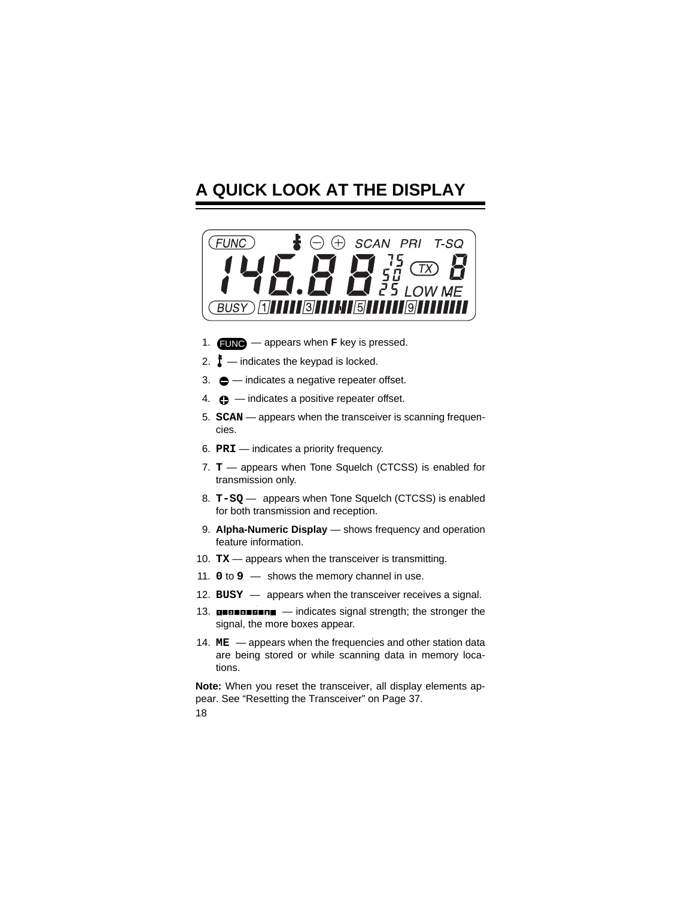# A QUICK LOOK AT THE DISPLAY

1. FUNC — appears when **F** key is pressed.
2. — indicates the keypad is locked.
3. — indicates a negative repeater offset.
4. — indicates a positive repeater offset.
5. **SCAN** — appears when the transceiver is scanning frequencies.
6. **PRI** — indicates a priority frequency.
7. **T** — appears when Tone Squelch (CTCSS) is enabled for transmission only.
8. **T-SQ** — appears when Tone Squelch (CTCSS) is enabled for both transmission and reception.
9. **Alpha-Numeric Display** — shows frequency and operation feature information.
10. **TX** — appears when the transceiver is transmitting.
11. **0** to **9** — shows the memory channel in use.
12. **BUSY** — appears when the transceiver receives a signal.
13. — indicates signal strength; the stronger the signal, the more boxes appear.
14. **ME** — appears when the frequencies and other station data are being stored or while scanning data in memory locations.

**Note:** When you reset the transceiver, all display elements appear. See “Resetting the Transceiver” on Page 37.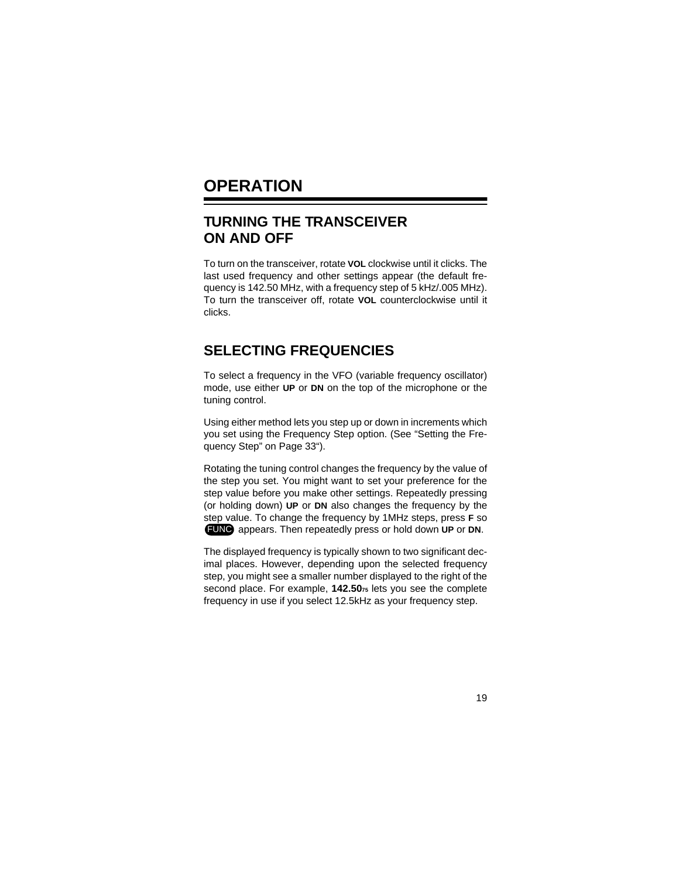# OPERATION

## TURNING THE TRANSCEIVER ON AND OFF

To turn on the transceiver, rotate **VOL** clockwise until it clicks. The last used frequency and other settings appear (the default frequency is 142.50 MHz, with a frequency step of 5 kHz/.005 MHz). To turn the transceiver off, rotate **VOL** counterclockwise until it clicks.

## SELECTING FREQUENCIES

To select a frequency in the VFO (variable frequency oscillator) mode, use either **UP** or **DN** on the top of the microphone or the tuning control.

Using either method lets you step up or down in increments which you set using the Frequency Step option. (See "Setting the Frequency Step" on Page 33").

Rotating the tuning control changes the frequency by the value of the step you set. You might want to set your preference for the step value before you make other settings. Repeatedly pressing (or holding down) **UP** or **DN** also changes the frequency by the step value. To change the frequency by 1MHz steps, press **F** so FUNC appears. Then repeatedly press or hold down **UP** or **DN**.

The displayed frequency is typically shown to two significant decimal places. However, depending upon the selected frequency step, you might see a smaller number displayed to the right of the second place. For example, **142.50**75 lets you see the complete frequency in use if you select 12.5kHz as your frequency step.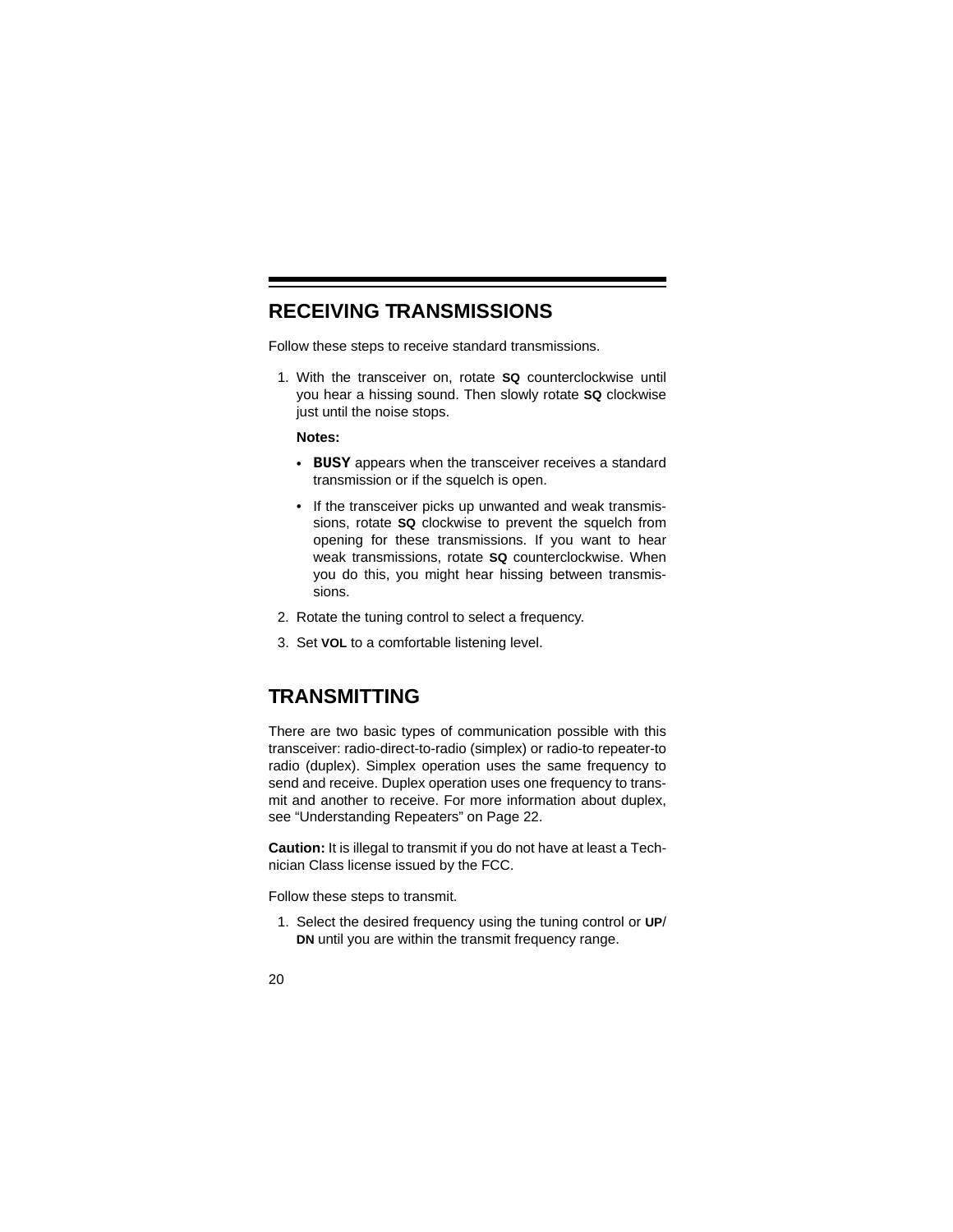## RECEIVING TRANSMISSIONS

Follow these steps to receive standard transmissions.

1. With the transceiver on, rotate **SQ** counterclockwise until you hear a hissing sound. Then slowly rotate **SQ** clockwise just until the noise stops.

   **Notes:**

   - **BUSY** appears when the transceiver receives a standard transmission or if the squelch is open.
   - If the transceiver picks up unwanted and weak transmissions, rotate **SQ** clockwise to prevent the squelch from opening for these transmissions. If you want to hear weak transmissions, rotate **SQ** counterclockwise. When you do this, you might hear hissing between transmissions.

2. Rotate the tuning control to select a frequency.
3. Set **VOL** to a comfortable listening level.

## TRANSMITTING

There are two basic types of communication possible with this transceiver: radio-direct-to-radio (simplex) or radio-to repeater-to radio (duplex). Simplex operation uses the same frequency to send and receive. Duplex operation uses one frequency to transmit and another to receive. For more information about duplex, see “Understanding Repeaters” on Page 22.

**Caution:** It is illegal to transmit if you do not have at least a Technician Class license issued by the FCC.

Follow these steps to transmit.

1. Select the desired frequency using the tuning control or **UP**/**DN** until you are within the transmit frequency range.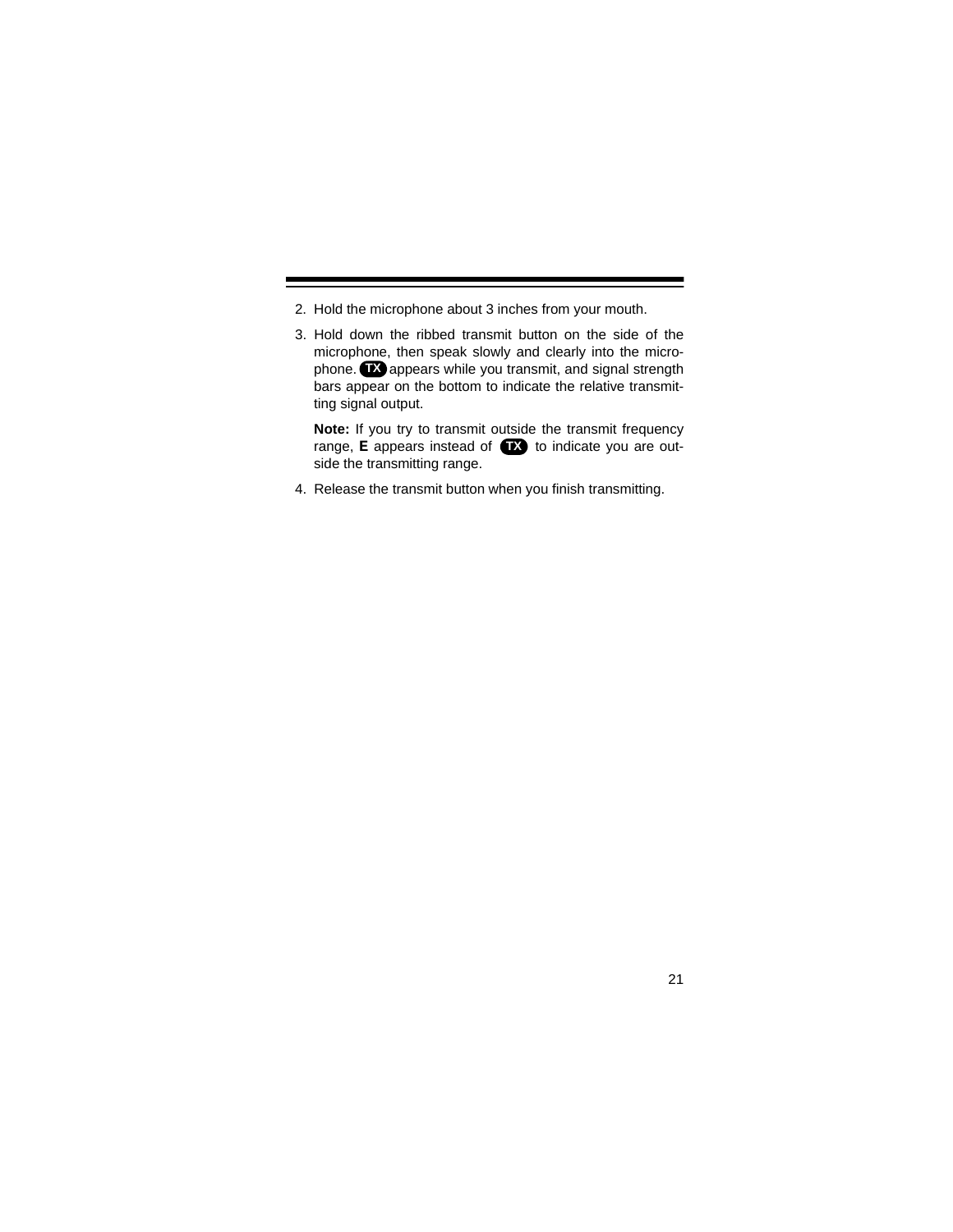2. Hold the microphone about 3 inches from your mouth.

3. Hold down the ribbed transmit button on the side of the microphone, then speak slowly and clearly into the microphone. **TX** appears while you transmit, and signal strength bars appear on the bottom to indicate the relative transmitting signal output.

   **Note:** If you try to transmit outside the transmit frequency range, **E** appears instead of **TX** to indicate you are outside the transmitting range.

4. Release the transmit button when you finish transmitting.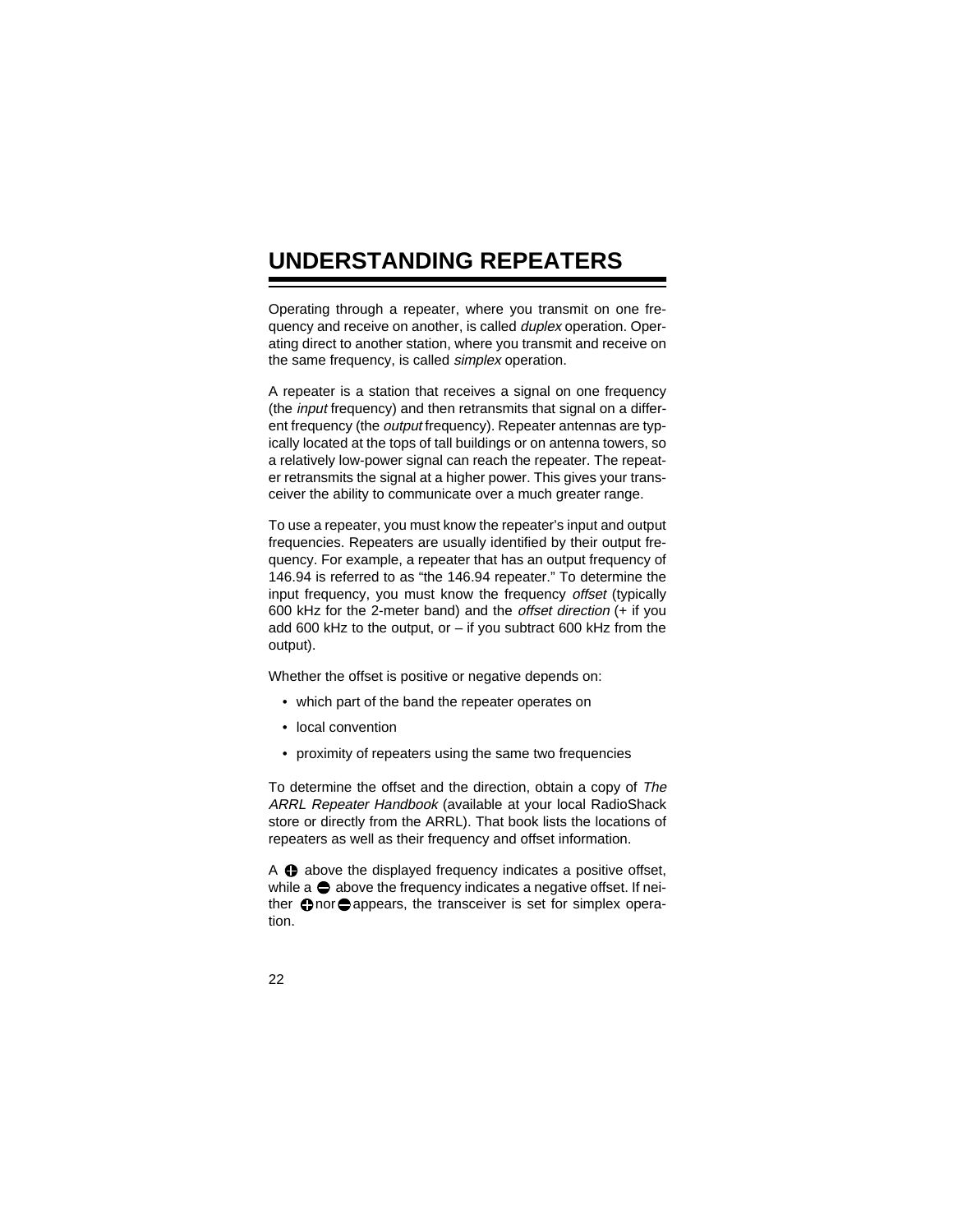# UNDERSTANDING REPEATERS

Operating through a repeater, where you transmit on one frequency and receive on another, is called *duplex* operation. Operating direct to another station, where you transmit and receive on the same frequency, is called *simplex* operation.

A repeater is a station that receives a signal on one frequency (the *input* frequency) and then retransmits that signal on a different frequency (the *output* frequency). Repeater antennas are typically located at the tops of tall buildings or on antenna towers, so a relatively low-power signal can reach the repeater. The repeater retransmits the signal at a higher power. This gives your transceiver the ability to communicate over a much greater range.

To use a repeater, you must know the repeater's input and output frequencies. Repeaters are usually identified by their output frequency. For example, a repeater that has an output frequency of 146.94 is referred to as "the 146.94 repeater." To determine the input frequency, you must know the frequency *offset* (typically 600 kHz for the 2-meter band) and the *offset direction* (+ if you add 600 kHz to the output, or – if you subtract 600 kHz from the output).

Whether the offset is positive or negative depends on:

- which part of the band the repeater operates on
- local convention
- proximity of repeaters using the same two frequencies

To determine the offset and the direction, obtain a copy of *The ARRL Repeater Handbook* (available at your local RadioShack store or directly from the ARRL). That book lists the locations of repeaters as well as their frequency and offset information.

A ⊕ above the displayed frequency indicates a positive offset, while a ⊖ above the frequency indicates a negative offset. If neither ⊕ nor ⊖ appears, the transceiver is set for simplex operation.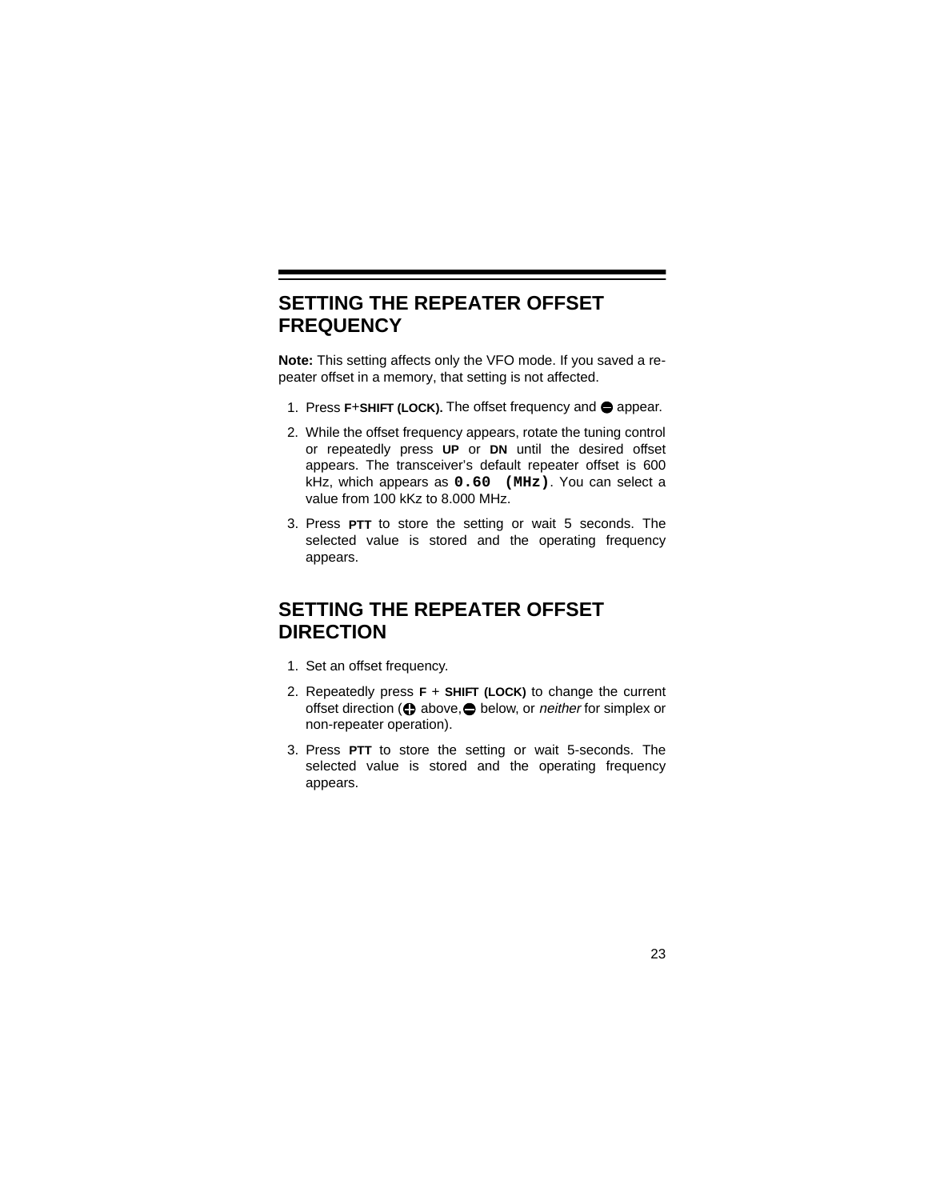## SETTING THE REPEATER OFFSET FREQUENCY

**Note:** This setting affects only the VFO mode. If you saved a repeater offset in a memory, that setting is not affected.

1. Press **F**+**SHIFT (LOCK).** The offset frequency and ⊖ appear.
2. While the offset frequency appears, rotate the tuning control or repeatedly press **UP** or **DN** until the desired offset appears. The transceiver's default repeater offset is 600 kHz, which appears as `0.60 (MHz)`. You can select a value from 100 kKz to 8.000 MHz.
3. Press **PTT** to store the setting or wait 5 seconds. The selected value is stored and the operating frequency appears.

## SETTING THE REPEATER OFFSET DIRECTION

1. Set an offset frequency.
2. Repeatedly press **F** + **SHIFT (LOCK)** to change the current offset direction (⊕ above, ⊖ below, or *neither* for simplex or non-repeater operation).
3. Press **PTT** to store the setting or wait 5-seconds. The selected value is stored and the operating frequency appears.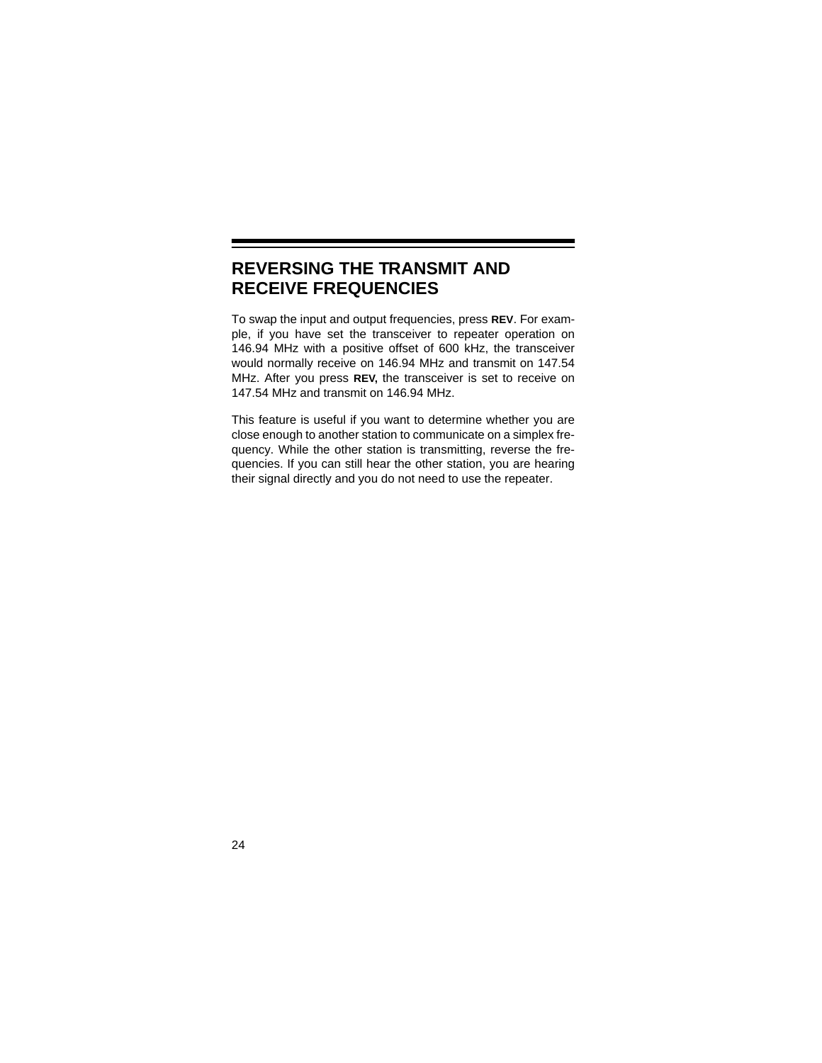## REVERSING THE TRANSMIT AND RECEIVE FREQUENCIES

To swap the input and output frequencies, press **REV**. For example, if you have set the transceiver to repeater operation on 146.94 MHz with a positive offset of 600 kHz, the transceiver would normally receive on 146.94 MHz and transmit on 147.54 MHz. After you press **REV,** the transceiver is set to receive on 147.54 MHz and transmit on 146.94 MHz.

This feature is useful if you want to determine whether you are close enough to another station to communicate on a simplex frequency. While the other station is transmitting, reverse the frequencies. If you can still hear the other station, you are hearing their signal directly and you do not need to use the repeater.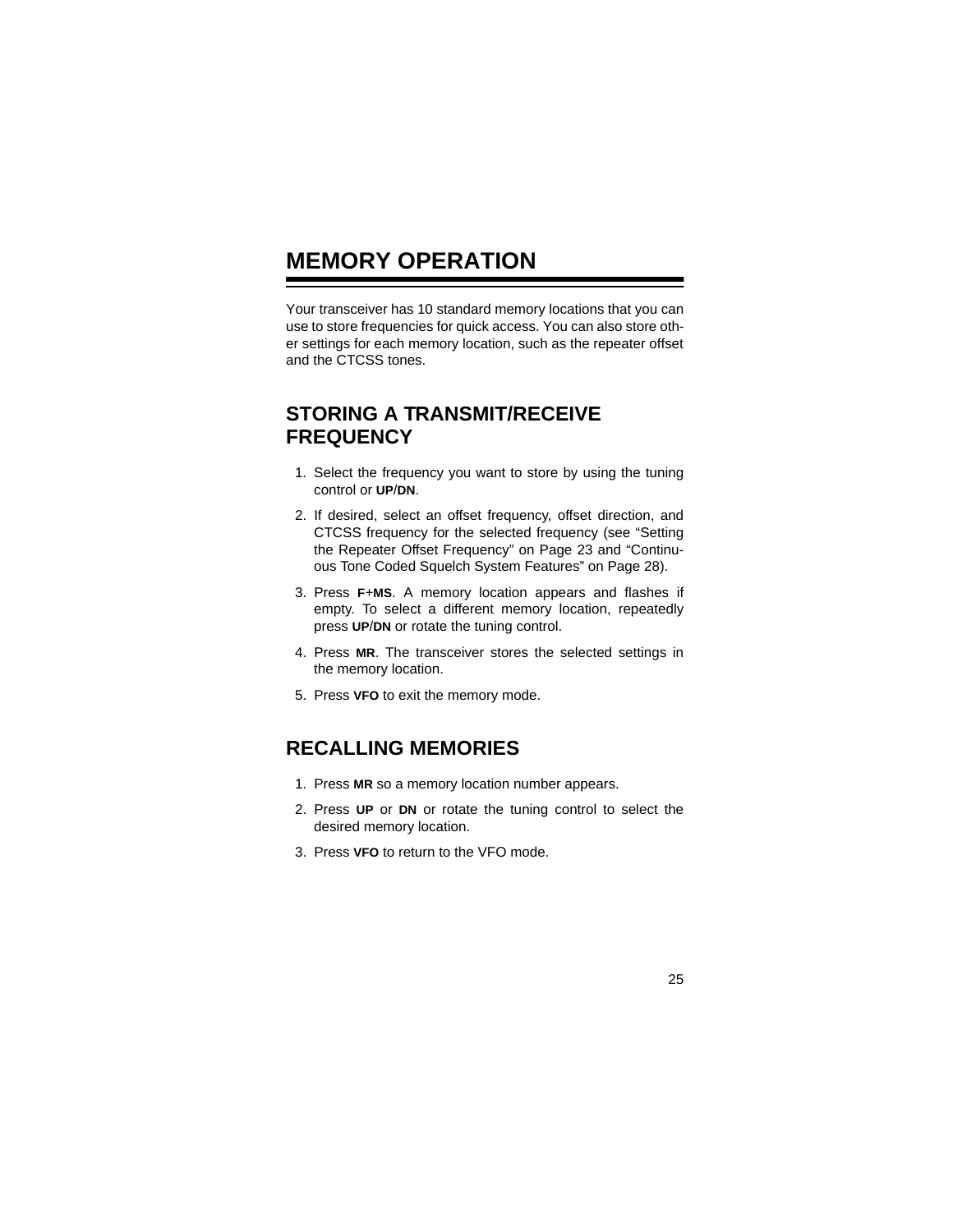# MEMORY OPERATION

Your transceiver has 10 standard memory locations that you can use to store frequencies for quick access. You can also store other settings for each memory location, such as the repeater offset and the CTCSS tones.

## STORING A TRANSMIT/RECEIVE FREQUENCY

1. Select the frequency you want to store by using the tuning control or **UP**/**DN**.
2. If desired, select an offset frequency, offset direction, and CTCSS frequency for the selected frequency (see "Setting the Repeater Offset Frequency" on Page 23 and "Continuous Tone Coded Squelch System Features" on Page 28).
3. Press **F**+**MS**. A memory location appears and flashes if empty. To select a different memory location, repeatedly press **UP**/**DN** or rotate the tuning control.
4. Press **MR**. The transceiver stores the selected settings in the memory location.
5. Press **VFO** to exit the memory mode.

## RECALLING MEMORIES

1. Press **MR** so a memory location number appears.
2. Press **UP** or **DN** or rotate the tuning control to select the desired memory location.
3. Press **VFO** to return to the VFO mode.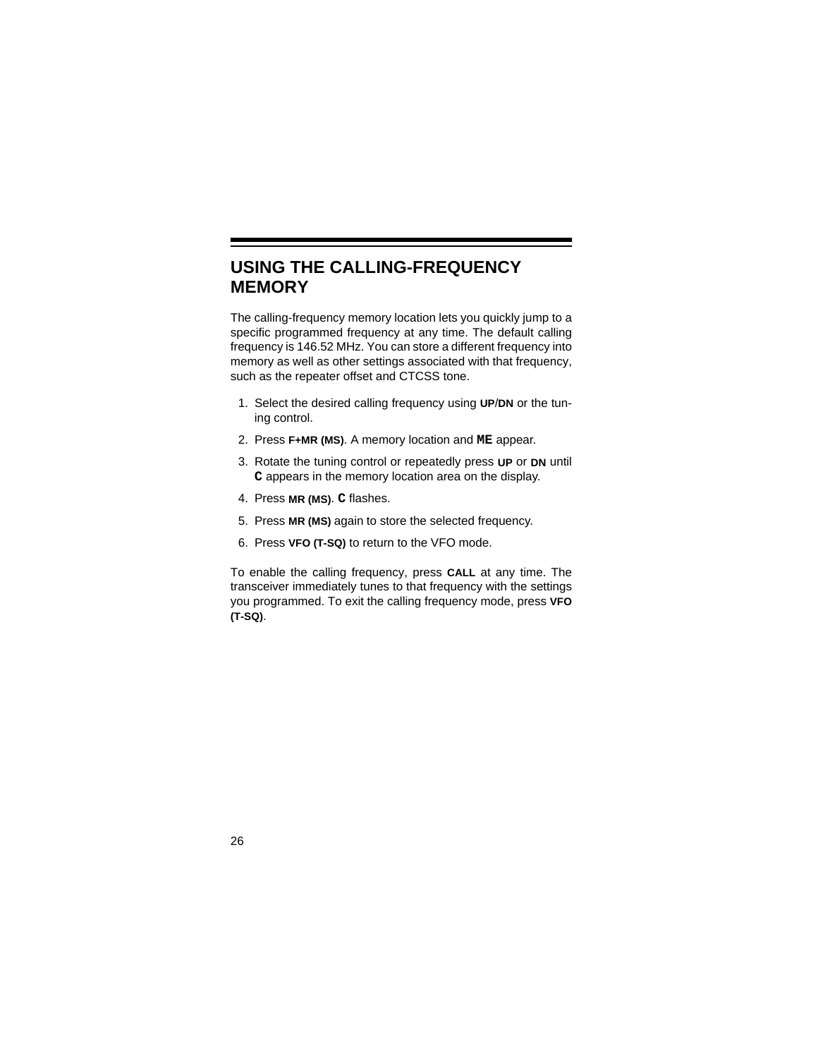# USING THE CALLING-FREQUENCY MEMORY

The calling-frequency memory location lets you quickly jump to a specific programmed frequency at any time. The default calling frequency is 146.52 MHz. You can store a different frequency into memory as well as other settings associated with that frequency, such as the repeater offset and CTCSS tone.

1. Select the desired calling frequency using **UP**/**DN** or the tuning control.
2. Press **F+MR (MS)**. A memory location and **ME** appear.
3. Rotate the tuning control or repeatedly press **UP** or **DN** until **C** appears in the memory location area on the display.
4. Press **MR (MS)**. **C** flashes.
5. Press **MR (MS)** again to store the selected frequency.
6. Press **VFO (T-SQ)** to return to the VFO mode.

To enable the calling frequency, press **CALL** at any time. The transceiver immediately tunes to that frequency with the settings you programmed. To exit the calling frequency mode, press **VFO (T-SQ)**.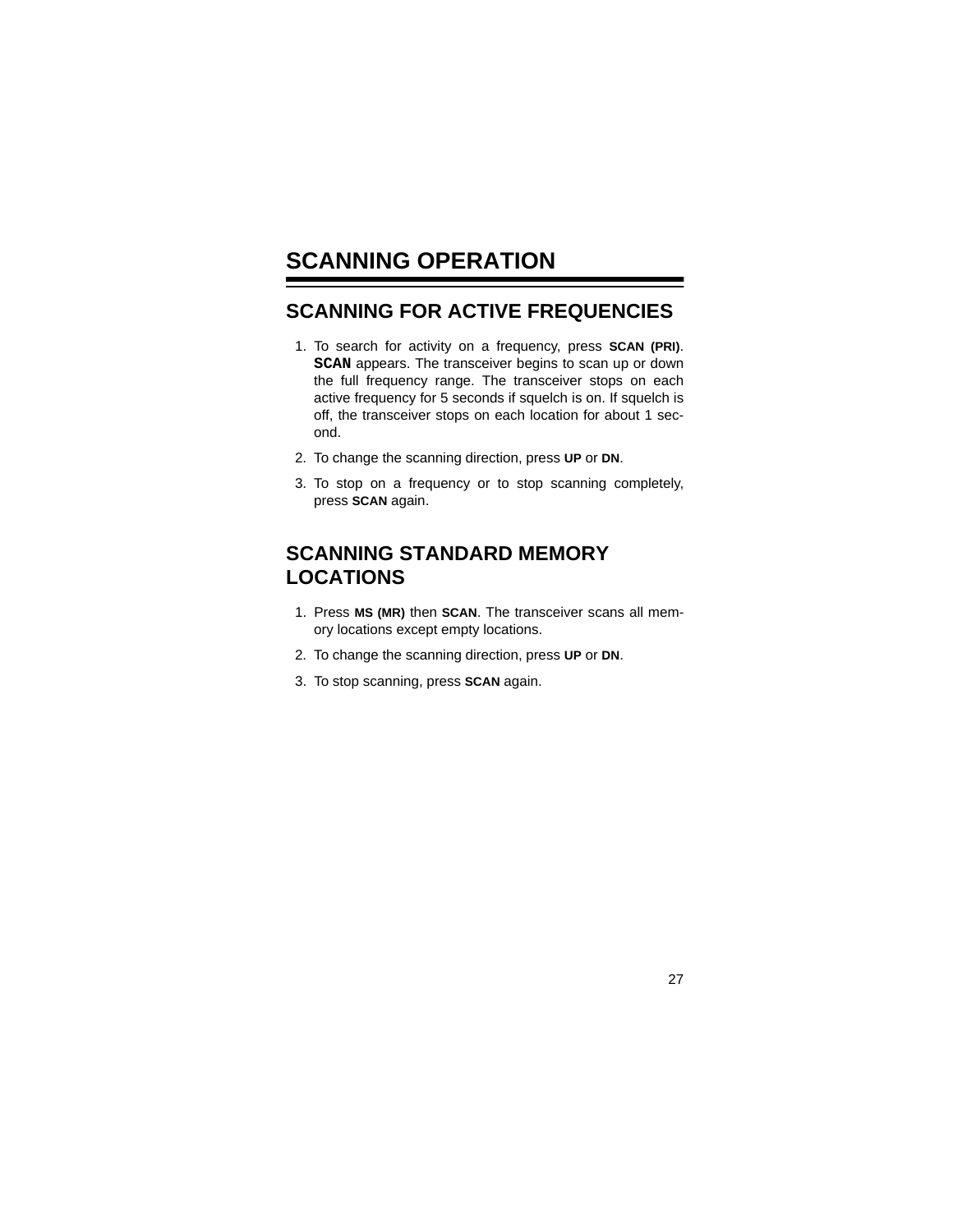# SCANNING OPERATION

## SCANNING FOR ACTIVE FREQUENCIES

1. To search for activity on a frequency, press **SCAN (PRI)**. **SCAN** appears. The transceiver begins to scan up or down the full frequency range. The transceiver stops on each active frequency for 5 seconds if squelch is on. If squelch is off, the transceiver stops on each location for about 1 second.
2. To change the scanning direction, press **UP** or **DN**.
3. To stop on a frequency or to stop scanning completely, press **SCAN** again.

## SCANNING STANDARD MEMORY LOCATIONS

1. Press **MS (MR)** then **SCAN**. The transceiver scans all memory locations except empty locations.
2. To change the scanning direction, press **UP** or **DN**.
3. To stop scanning, press **SCAN** again.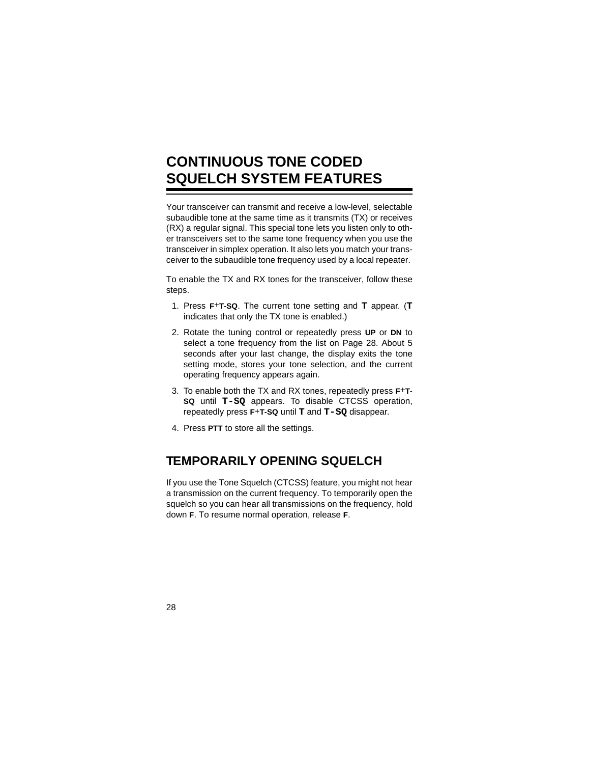# CONTINUOUS TONE CODED SQUELCH SYSTEM FEATURES

Your transceiver can transmit and receive a low-level, selectable subaudible tone at the same time as it transmits (TX) or receives (RX) a regular signal. This special tone lets you listen only to other transceivers set to the same tone frequency when you use the transceiver in simplex operation. It also lets you match your transceiver to the subaudible tone frequency used by a local repeater.

To enable the TX and RX tones for the transceiver, follow these steps.

1. Press **F**+**T-SQ**. The current tone setting and **T** appear. (**T** indicates that only the TX tone is enabled.)
2. Rotate the tuning control or repeatedly press **UP** or **DN** to select a tone frequency from the list on Page 28. About 5 seconds after your last change, the display exits the tone setting mode, stores your tone selection, and the current operating frequency appears again.
3. To enable both the TX and RX tones, repeatedly press **F**+**T-SQ** until **T-SQ** appears. To disable CTCSS operation, repeatedly press **F**+**T-SQ** until **T** and **T-SQ** disappear.
4. Press **PTT** to store all the settings.

## TEMPORARILY OPENING SQUELCH

If you use the Tone Squelch (CTCSS) feature, you might not hear a transmission on the current frequency. To temporarily open the squelch so you can hear all transmissions on the frequency, hold down **F**. To resume normal operation, release **F**.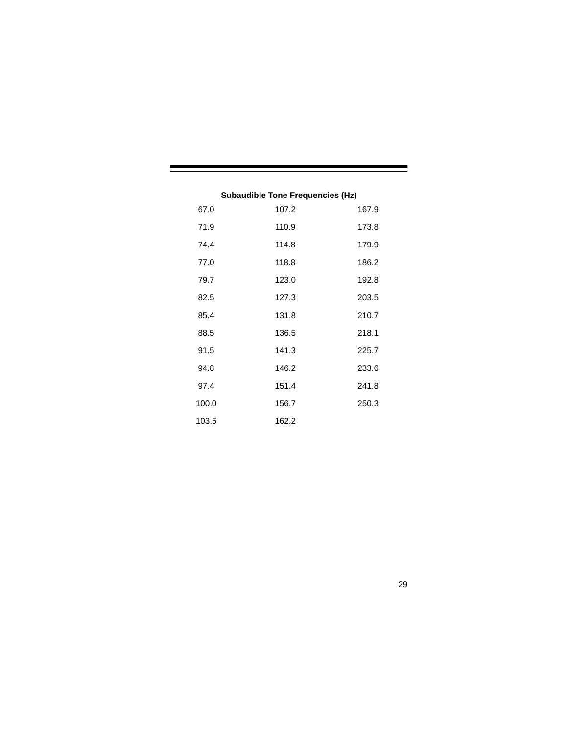**Subaudible Tone Frequencies (Hz)**

| | | |
|---|---|---|
| 67.0 | 107.2 | 167.9 |
| 71.9 | 110.9 | 173.8 |
| 74.4 | 114.8 | 179.9 |
| 77.0 | 118.8 | 186.2 |
| 79.7 | 123.0 | 192.8 |
| 82.5 | 127.3 | 203.5 |
| 85.4 | 131.8 | 210.7 |
| 88.5 | 136.5 | 218.1 |
| 91.5 | 141.3 | 225.7 |
| 94.8 | 146.2 | 233.6 |
| 97.4 | 151.4 | 241.8 |
| 100.0 | 156.7 | 250.3 |
| 103.5 | 162.2 | |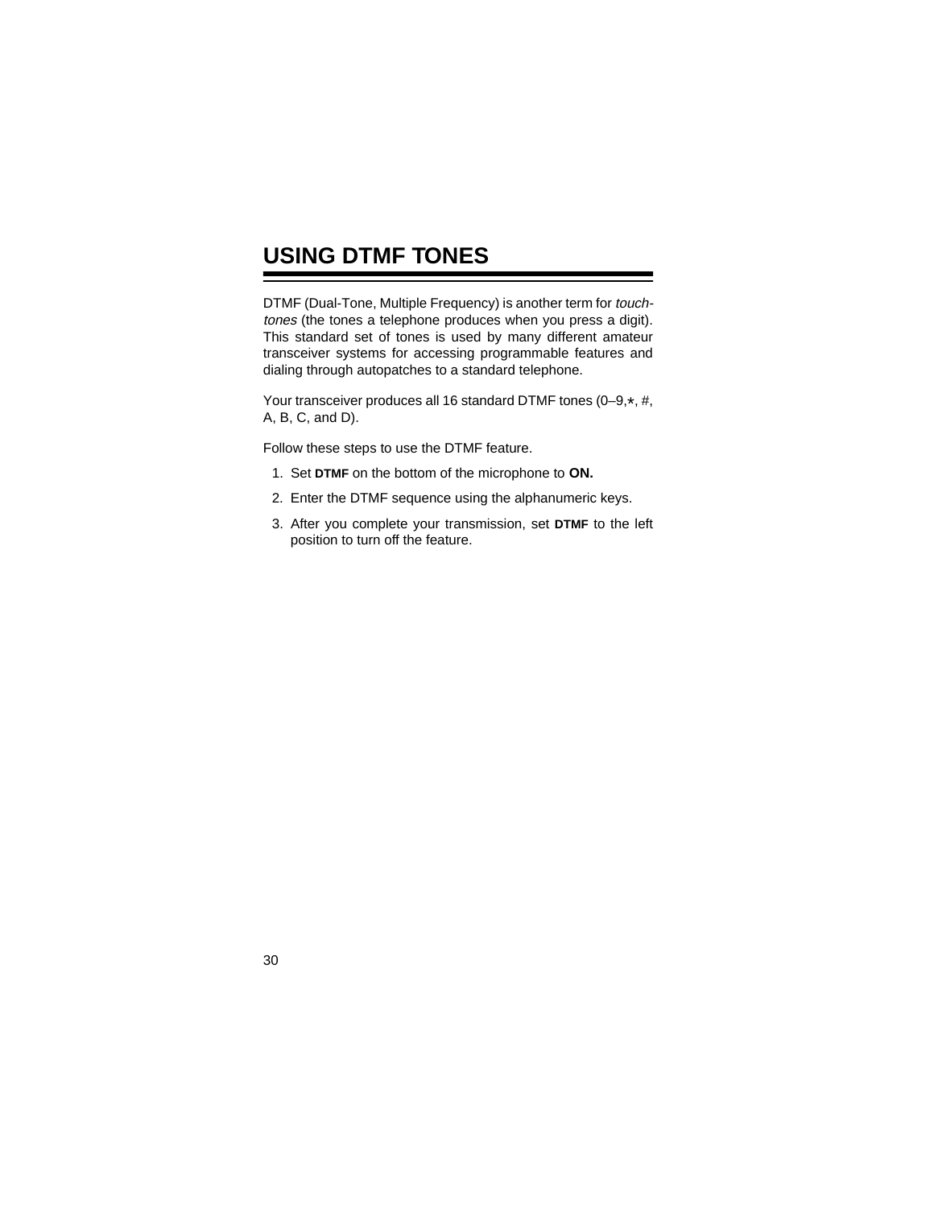## USING DTMF TONES

DTMF (Dual-Tone, Multiple Frequency) is another term for *touch-tones* (the tones a telephone produces when you press a digit). This standard set of tones is used by many different amateur transceiver systems for accessing programmable features and dialing through autopatches to a standard telephone.

Your transceiver produces all 16 standard DTMF tones (0–9,*, #, A, B, C, and D).

Follow these steps to use the DTMF feature.

1. Set **DTMF** on the bottom of the microphone to **ON.**
2. Enter the DTMF sequence using the alphanumeric keys.
3. After you complete your transmission, set **DTMF** to the left position to turn off the feature.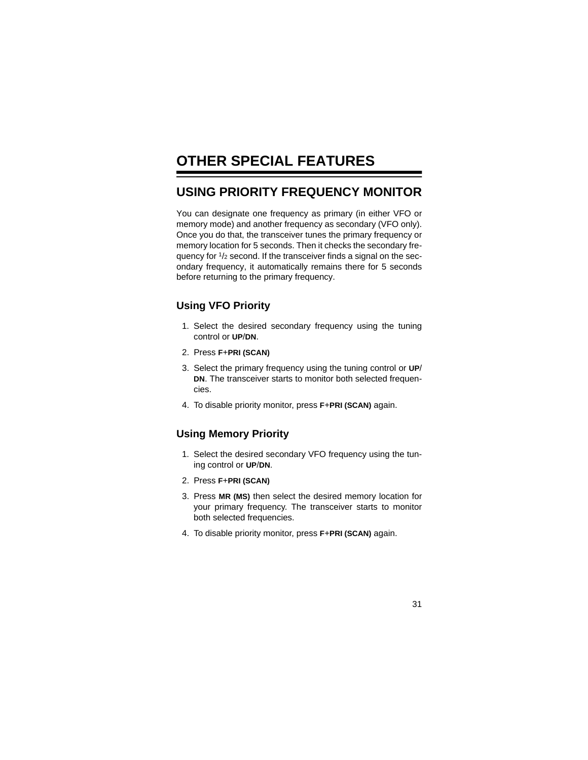# OTHER SPECIAL FEATURES

## USING PRIORITY FREQUENCY MONITOR

You can designate one frequency as primary (in either VFO or memory mode) and another frequency as secondary (VFO only). Once you do that, the transceiver tunes the primary frequency or memory location for 5 seconds. Then it checks the secondary frequency for $^1/_2$ second. If the transceiver finds a signal on the secondary frequency, it automatically remains there for 5 seconds before returning to the primary frequency.

### Using VFO Priority

1. Select the desired secondary frequency using the tuning control or **UP**/**DN**.
2. Press **F**+**PRI (SCAN)**
3. Select the primary frequency using the tuning control or **UP**/**DN**. The transceiver starts to monitor both selected frequencies.
4. To disable priority monitor, press **F**+**PRI (SCAN)** again.

### Using Memory Priority

1. Select the desired secondary VFO frequency using the tuning control or **UP**/**DN**.
2. Press **F**+**PRI (SCAN)**
3. Press **MR (MS)** then select the desired memory location for your primary frequency. The transceiver starts to monitor both selected frequencies.
4. To disable priority monitor, press **F**+**PRI (SCAN)** again.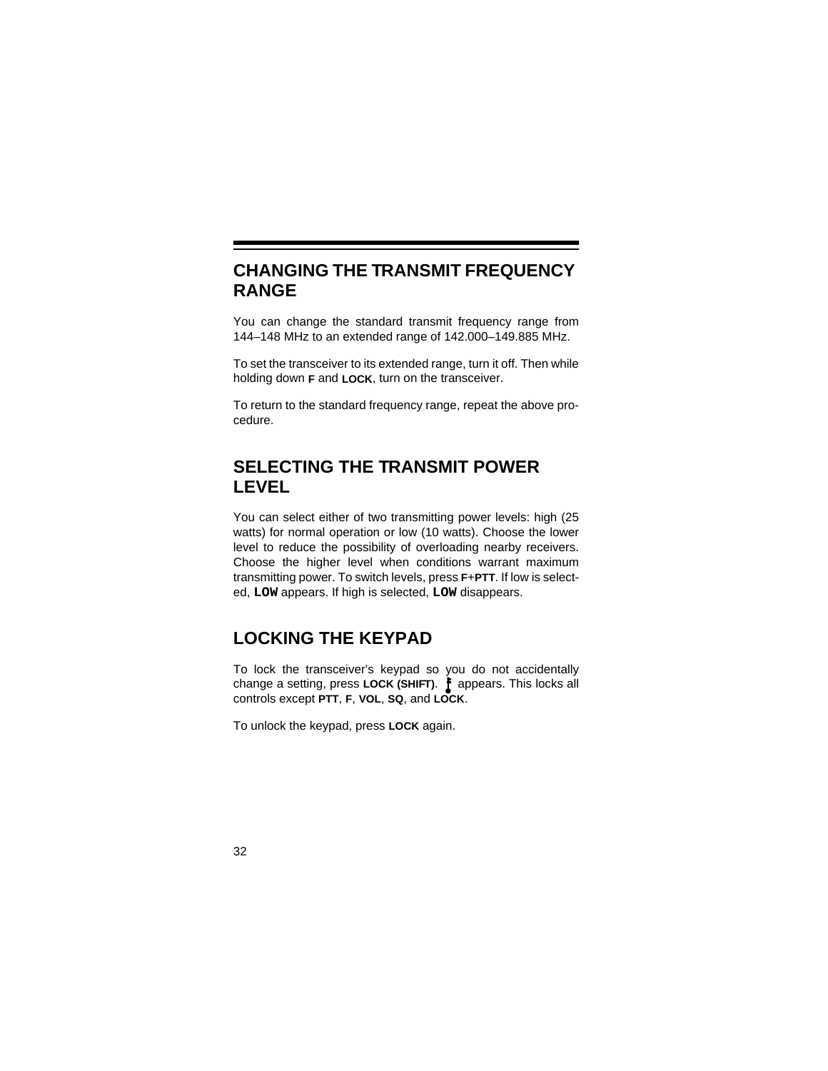## CHANGING THE TRANSMIT FREQUENCY RANGE

You can change the standard transmit frequency range from 144–148 MHz to an extended range of 142.000–149.885 MHz.

To set the transceiver to its extended range, turn it off. Then while holding down **F** and **LOCK**, turn on the transceiver.

To return to the standard frequency range, repeat the above procedure.

## SELECTING THE TRANSMIT POWER LEVEL

You can select either of two transmitting power levels: high (25 watts) for normal operation or low (10 watts). Choose the lower level to reduce the possibility of overloading nearby receivers. Choose the higher level when conditions warrant maximum transmitting power. To switch levels, press **F**+**PTT**. If low is selected, **LOW** appears. If high is selected, **LOW** disappears.

## LOCKING THE KEYPAD

To lock the transceiver's keypad so you do not accidentally change a setting, press **LOCK (SHIFT)**. ⚷ appears. This locks all controls except **PTT**, **F**, **VOL**, **SQ**, and **LOCK**.

To unlock the keypad, press **LOCK** again.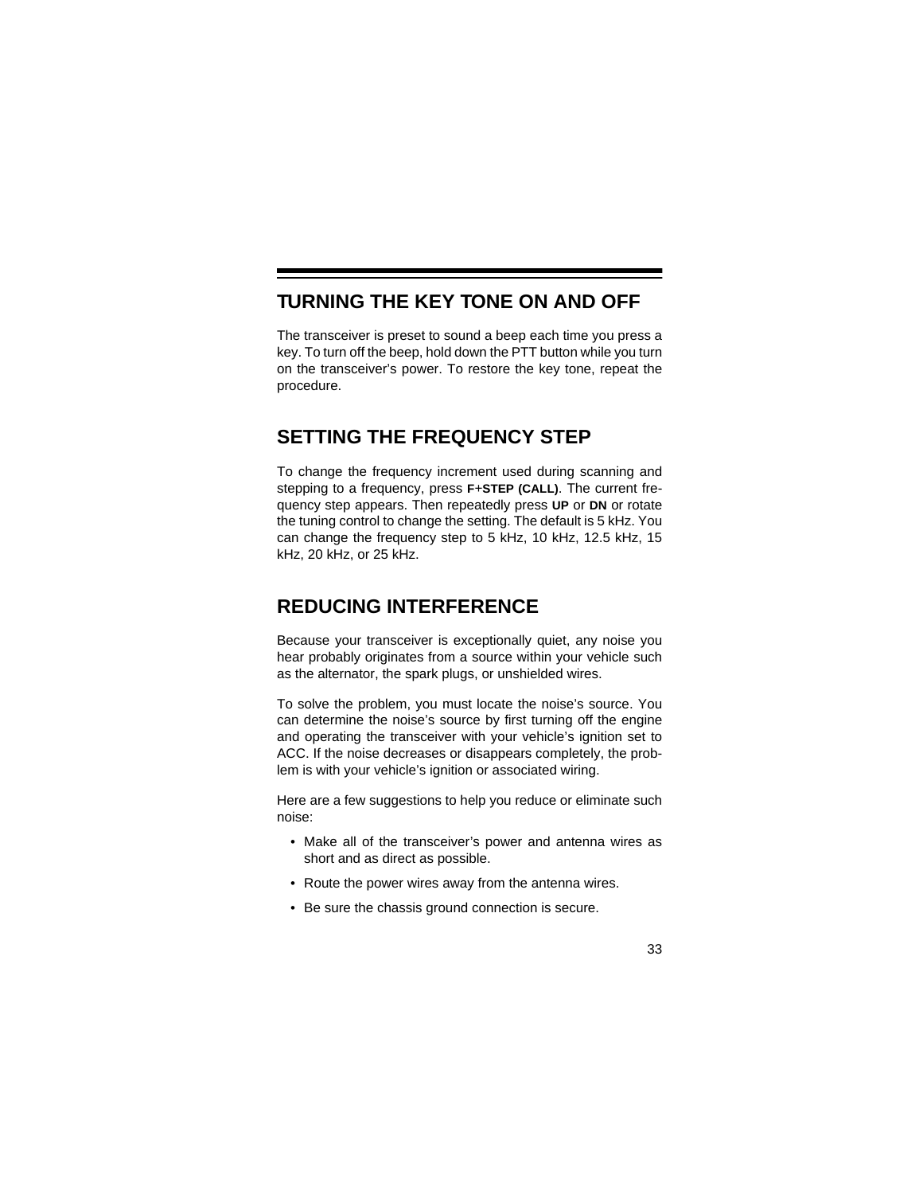## TURNING THE KEY TONE ON AND OFF

The transceiver is preset to sound a beep each time you press a key. To turn off the beep, hold down the PTT button while you turn on the transceiver's power. To restore the key tone, repeat the procedure.

## SETTING THE FREQUENCY STEP

To change the frequency increment used during scanning and stepping to a frequency, press **F**+**STEP (CALL)**. The current frequency step appears. Then repeatedly press **UP** or **DN** or rotate the tuning control to change the setting. The default is 5 kHz. You can change the frequency step to 5 kHz, 10 kHz, 12.5 kHz, 15 kHz, 20 kHz, or 25 kHz.

## REDUCING INTERFERENCE

Because your transceiver is exceptionally quiet, any noise you hear probably originates from a source within your vehicle such as the alternator, the spark plugs, or unshielded wires.

To solve the problem, you must locate the noise's source. You can determine the noise's source by first turning off the engine and operating the transceiver with your vehicle's ignition set to ACC. If the noise decreases or disappears completely, the problem is with your vehicle's ignition or associated wiring.

Here are a few suggestions to help you reduce or eliminate such noise:

- Make all of the transceiver's power and antenna wires as short and as direct as possible.
- Route the power wires away from the antenna wires.
- Be sure the chassis ground connection is secure.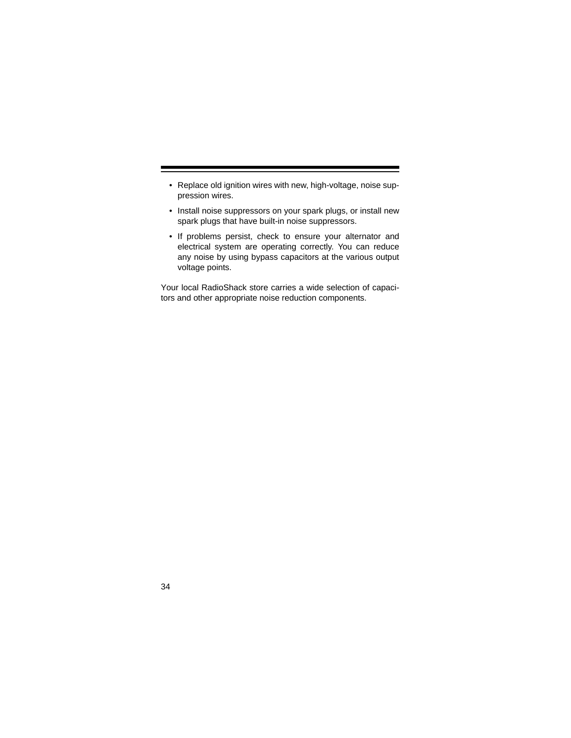- Replace old ignition wires with new, high-voltage, noise suppression wires.
- Install noise suppressors on your spark plugs, or install new spark plugs that have built-in noise suppressors.
- If problems persist, check to ensure your alternator and electrical system are operating correctly. You can reduce any noise by using bypass capacitors at the various output voltage points.

Your local RadioShack store carries a wide selection of capacitors and other appropriate noise reduction components.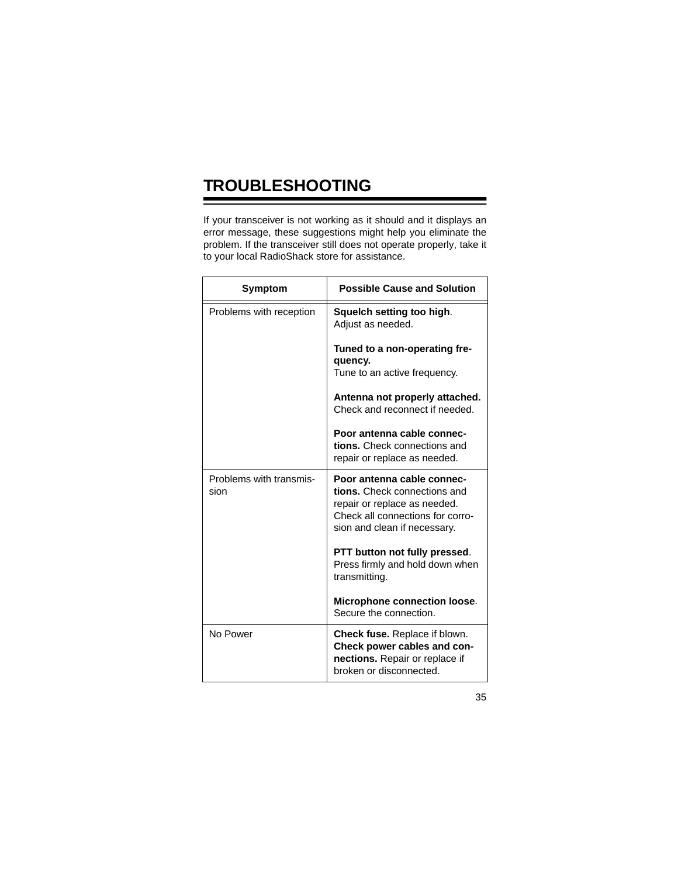# TROUBLESHOOTING

If your transceiver is not working as it should and it displays an error message, these suggestions might help you eliminate the problem. If the transceiver still does not operate properly, take it to your local RadioShack store for assistance.

| Symptom | Possible Cause and Solution |
|---|---|
| Problems with reception | **Squelch setting too high**. Adjust as needed.<br><br>**Tuned to a non-operating frequency.** Tune to an active frequency.<br><br>**Antenna not properly attached.** Check and reconnect if needed.<br><br>**Poor antenna cable connections.** Check connections and repair or replace as needed. |
| Problems with transmission | **Poor antenna cable connections.** Check connections and repair or replace as needed. Check all connections for corrosion and clean if necessary.<br><br>**PTT button not fully pressed**. Press firmly and hold down when transmitting.<br><br>**Microphone connection loose**. Secure the connection. |
| No Power | **Check fuse.** Replace if blown. **Check power cables and connections.** Repair or replace if broken or disconnected. |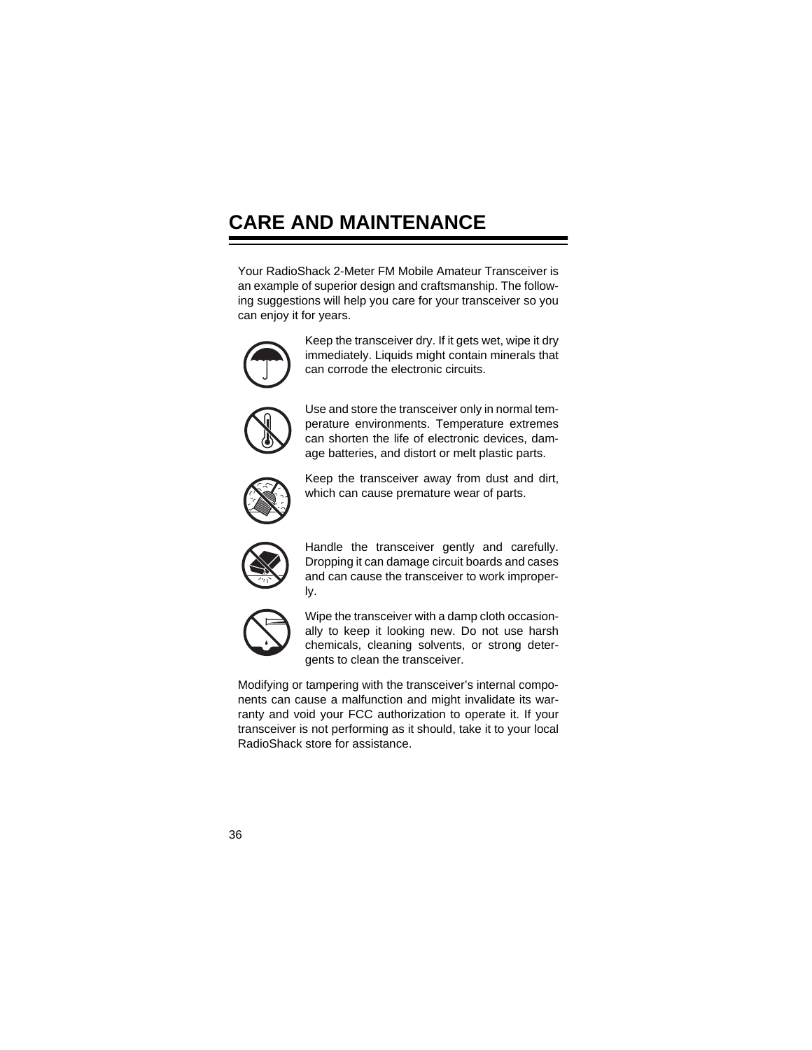# CARE AND MAINTENANCE

Your RadioShack 2-Meter FM Mobile Amateur Transceiver is an example of superior design and craftsmanship. The following suggestions will help you care for your transceiver so you can enjoy it for years.

Keep the transceiver dry. If it gets wet, wipe it dry immediately. Liquids might contain minerals that can corrode the electronic circuits.

Use and store the transceiver only in normal temperature environments. Temperature extremes can shorten the life of electronic devices, damage batteries, and distort or melt plastic parts.

Keep the transceiver away from dust and dirt, which can cause premature wear of parts.

Handle the transceiver gently and carefully. Dropping it can damage circuit boards and cases and can cause the transceiver to work improperly.

Wipe the transceiver with a damp cloth occasionally to keep it looking new. Do not use harsh chemicals, cleaning solvents, or strong detergents to clean the transceiver.

Modifying or tampering with the transceiver's internal components can cause a malfunction and might invalidate its warranty and void your FCC authorization to operate it. If your transceiver is not performing as it should, take it to your local RadioShack store for assistance.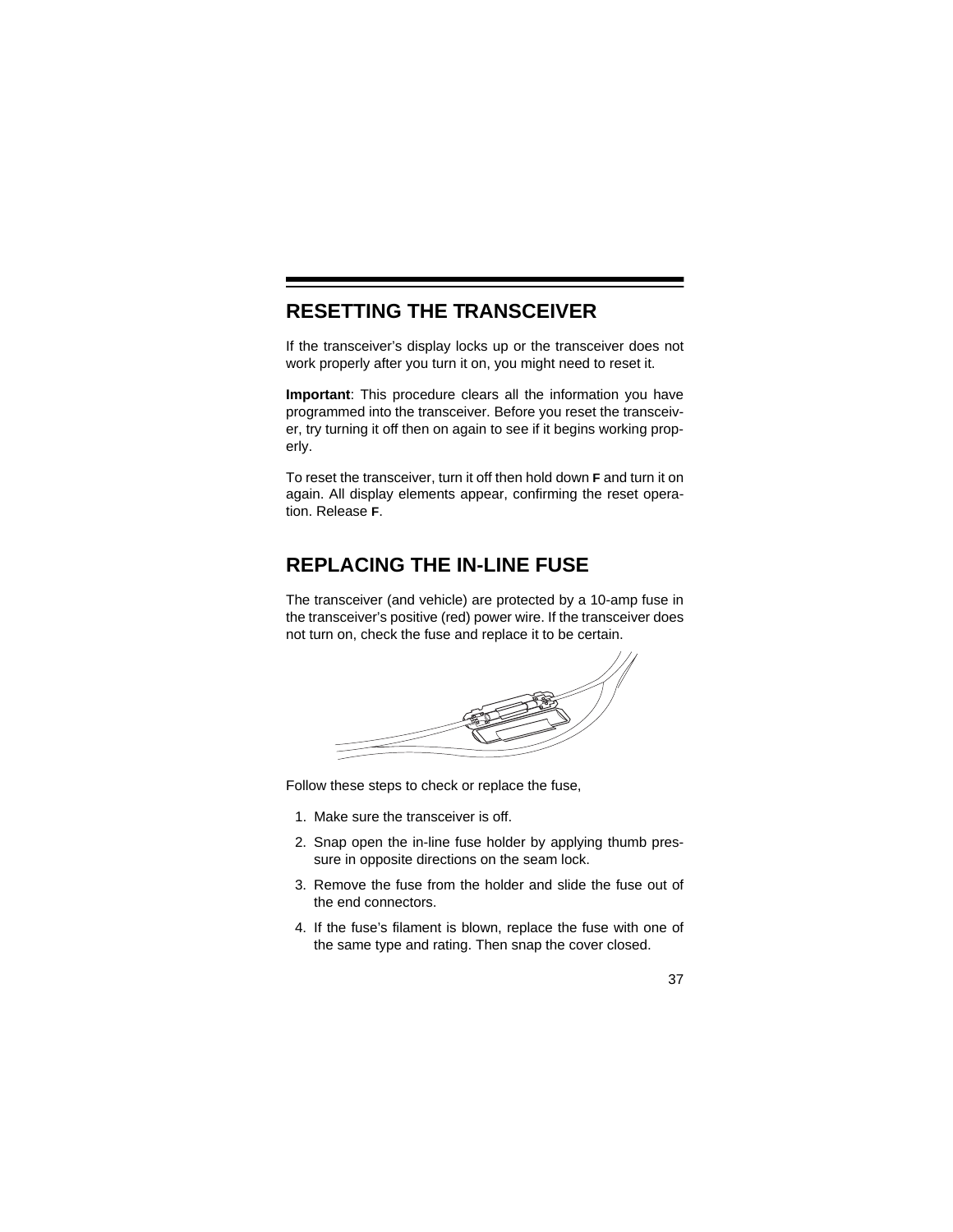## RESETTING THE TRANSCEIVER

If the transceiver's display locks up or the transceiver does not work properly after you turn it on, you might need to reset it.

**Important**: This procedure clears all the information you have programmed into the transceiver. Before you reset the transceiver, try turning it off then on again to see if it begins working properly.

To reset the transceiver, turn it off then hold down **F** and turn it on again. All display elements appear, confirming the reset operation. Release **F**.

## REPLACING THE IN-LINE FUSE

The transceiver (and vehicle) are protected by a 10-amp fuse in the transceiver's positive (red) power wire. If the transceiver does not turn on, check the fuse and replace it to be certain.

Follow these steps to check or replace the fuse,

1. Make sure the transceiver is off.
2. Snap open the in-line fuse holder by applying thumb pressure in opposite directions on the seam lock.
3. Remove the fuse from the holder and slide the fuse out of the end connectors.
4. If the fuse's filament is blown, replace the fuse with one of the same type and rating. Then snap the cover closed.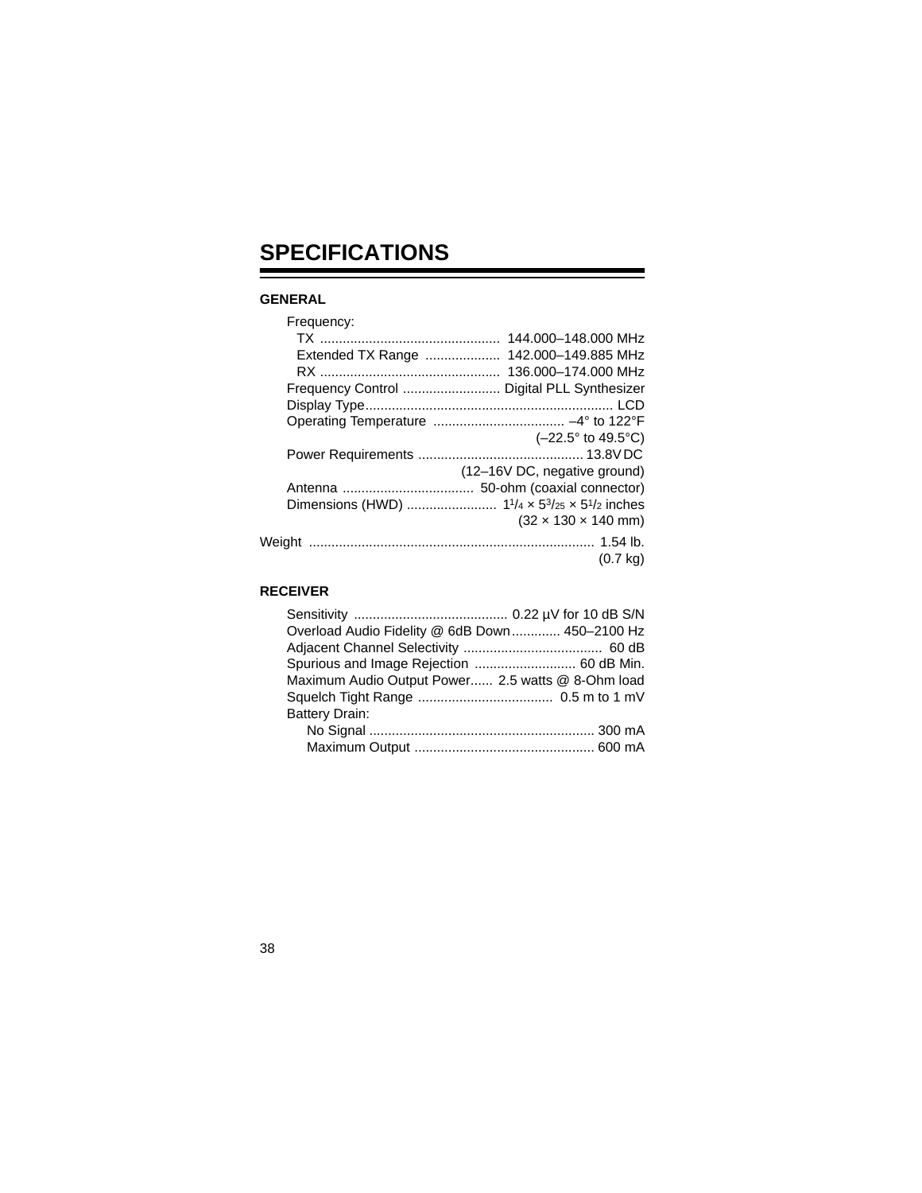# SPECIFICATIONS

### GENERAL

Frequency:

- TX ................................................ 144.000–148.000 MHz
- Extended TX Range .................... 142.000–149.885 MHz
- RX ................................................ 136.000–174.000 MHz

Frequency Control .......................... Digital PLL Synthesizer

Display Type.................................................................. LCD

Operating Temperature ................................... –4° to 122°F (–22.5° to 49.5°C)

Power Requirements ............................................ 13.8V DC (12–16V DC, negative ground)

Antenna ................................... 50-ohm (coaxial connector)

Dimensions (HWD) ........................ $1^1/_4 \times 5^3/_{25} \times 5^1/_2$ inches (32 × 130 × 140 mm)

Weight ........................................................................... 1.54 lb. (0.7 kg)

### RECEIVER

Sensitivity ......................................... 0.22 µV for 10 dB S/N

Overload Audio Fidelity @ 6dB Down............. 450–2100 Hz

Adjacent Channel Selectivity ..................................... 60 dB

Spurious and Image Rejection ........................... 60 dB Min.

Maximum Audio Output Power...... 2.5 watts @ 8-Ohm load

Squelch Tight Range .................................... 0.5 m to 1 mV

Battery Drain:

- No Signal ........................................................... 300 mA
- Maximum Output ................................................ 600 mA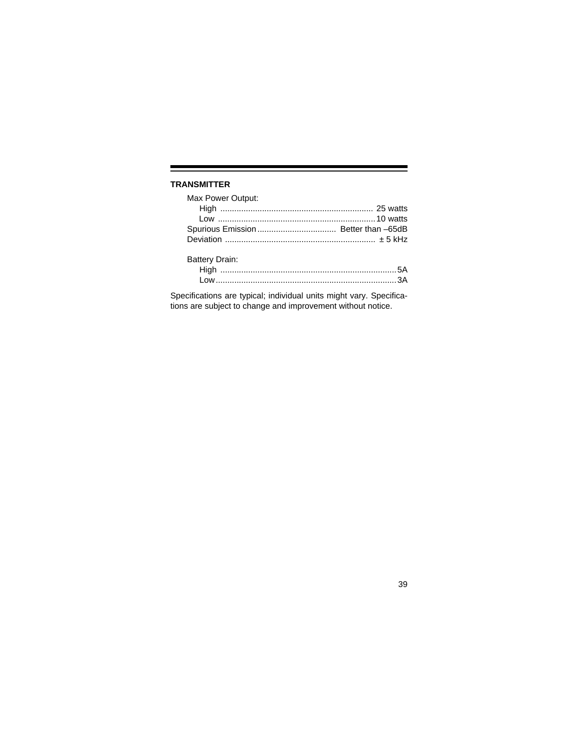**TRANSMITTER**

Max Power Output:

- High .................................................................. 25 watts
- Low ....................................................................10 watts

Spurious Emission .................................. Better than –65dB

Deviation ................................................................ ± 5 kHz

Battery Drain:

- High ............................................................................5A
- Low..............................................................................3A

Specifications are typical; individual units might vary. Specifications are subject to change and improvement without notice.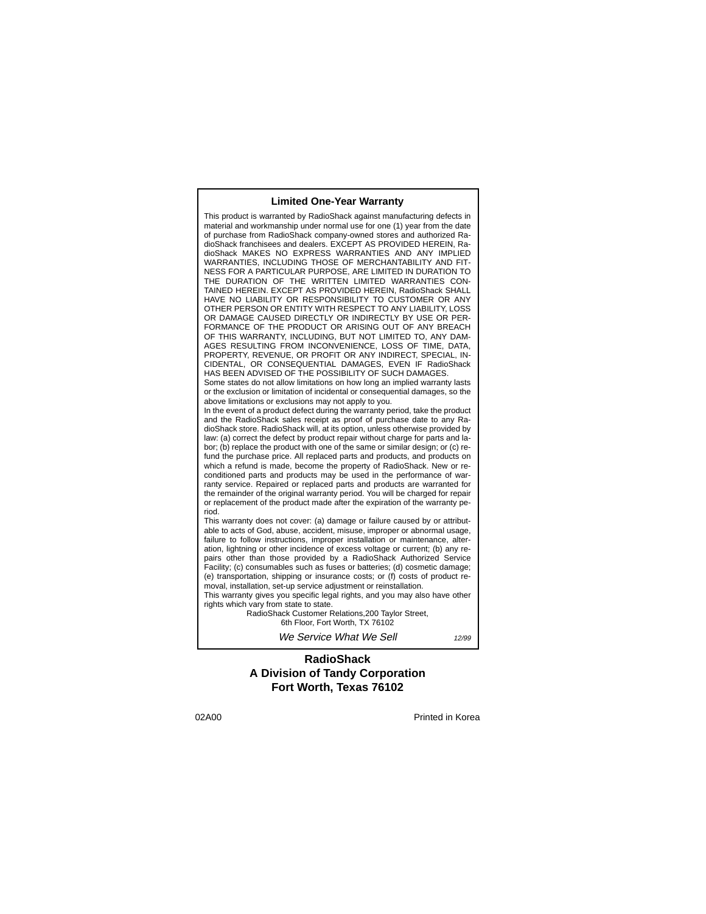## Limited One-Year Warranty

This product is warranted by RadioShack against manufacturing defects in material and workmanship under normal use for one (1) year from the date of purchase from RadioShack company-owned stores and authorized RadioShack franchisees and dealers. EXCEPT AS PROVIDED HEREIN, RadioShack MAKES NO EXPRESS WARRANTIES AND ANY IMPLIED WARRANTIES, INCLUDING THOSE OF MERCHANTABILITY AND FITNESS FOR A PARTICULAR PURPOSE, ARE LIMITED IN DURATION TO THE DURATION OF THE WRITTEN LIMITED WARRANTIES CONTAINED HEREIN. EXCEPT AS PROVIDED HEREIN, RadioShack SHALL HAVE NO LIABILITY OR RESPONSIBILITY TO CUSTOMER OR ANY OTHER PERSON OR ENTITY WITH RESPECT TO ANY LIABILITY, LOSS OR DAMAGE CAUSED DIRECTLY OR INDIRECTLY BY USE OR PERFORMANCE OF THE PRODUCT OR ARISING OUT OF ANY BREACH OF THIS WARRANTY, INCLUDING, BUT NOT LIMITED TO, ANY DAMAGES RESULTING FROM INCONVENIENCE, LOSS OF TIME, DATA, PROPERTY, REVENUE, OR PROFIT OR ANY INDIRECT, SPECIAL, INCIDENTAL, OR CONSEQUENTIAL DAMAGES, EVEN IF RadioShack HAS BEEN ADVISED OF THE POSSIBILITY OF SUCH DAMAGES.

Some states do not allow limitations on how long an implied warranty lasts or the exclusion or limitation of incidental or consequential damages, so the above limitations or exclusions may not apply to you.

In the event of a product defect during the warranty period, take the product and the RadioShack sales receipt as proof of purchase date to any RadioShack store. RadioShack will, at its option, unless otherwise provided by law: (a) correct the defect by product repair without charge for parts and labor; (b) replace the product with one of the same or similar design; or (c) refund the purchase price. All replaced parts and products, and products on which a refund is made, become the property of RadioShack. New or reconditioned parts and products may be used in the performance of warranty service. Repaired or replaced parts and products are warranted for the remainder of the original warranty period. You will be charged for repair or replacement of the product made after the expiration of the warranty period.

This warranty does not cover: (a) damage or failure caused by or attributable to acts of God, abuse, accident, misuse, improper or abnormal usage, failure to follow instructions, improper installation or maintenance, alteration, lightning or other incidence of excess voltage or current; (b) any repairs other than those provided by a RadioShack Authorized Service Facility; (c) consumables such as fuses or batteries; (d) cosmetic damage; (e) transportation, shipping or insurance costs; or (f) costs of product removal, installation, set-up service adjustment or reinstallation.

This warranty gives you specific legal rights, and you may also have other rights which vary from state to state.

RadioShack Customer Relations,200 Taylor Street,
6th Floor, Fort Worth, TX 76102

*We Service What We Sell* *12/99*

**RadioShack**
**A Division of Tandy Corporation**
**Fort Worth, Texas 76102**

02A00 Printed in Korea